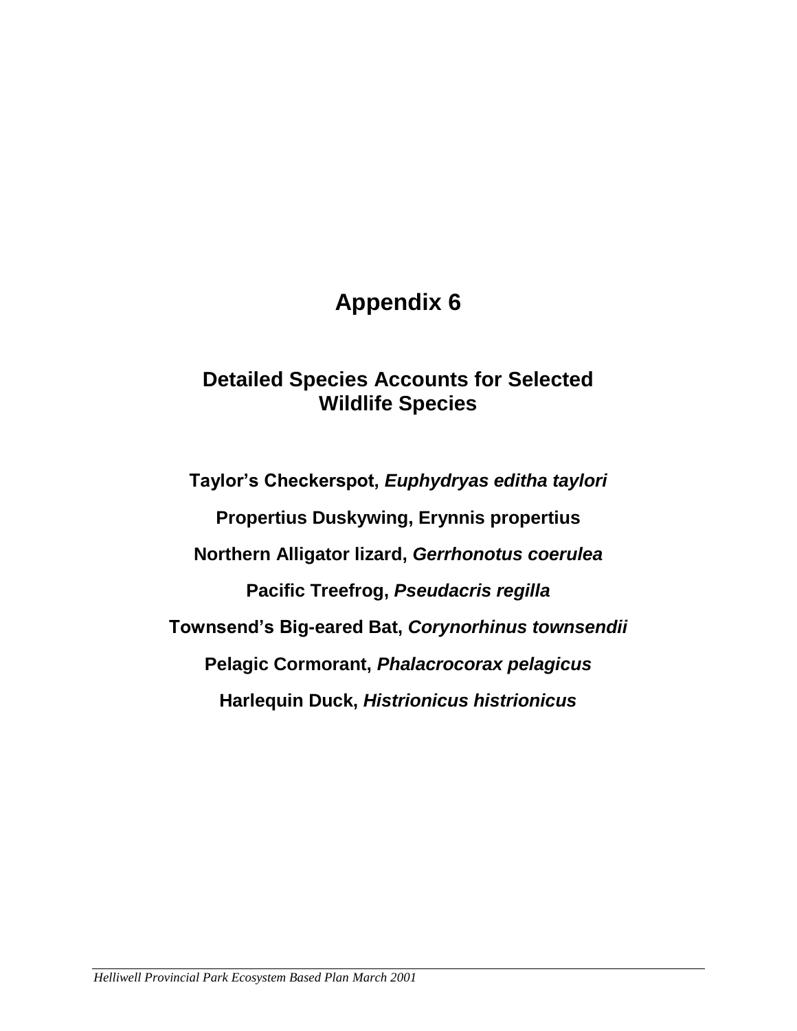# Appendix 6

## Detailed Species Accounts for Selected Wildlife Species

**Taylor's Checkerspot, *Euphydryas editha taylori***

**Propertius Duskywing, Erynnis propertius**

**Northern Alligator lizard, *Gerrhonotus coerulea***

**Pacific Treefrog, *Pseudacris regilla***

**Townsend's Big-eared Bat, *Corynorhinus townsendii***

**Pelagic Cormorant, *Phalacrocorax pelagicus***

**Harlequin Duck, *Histrionicus histrionicus***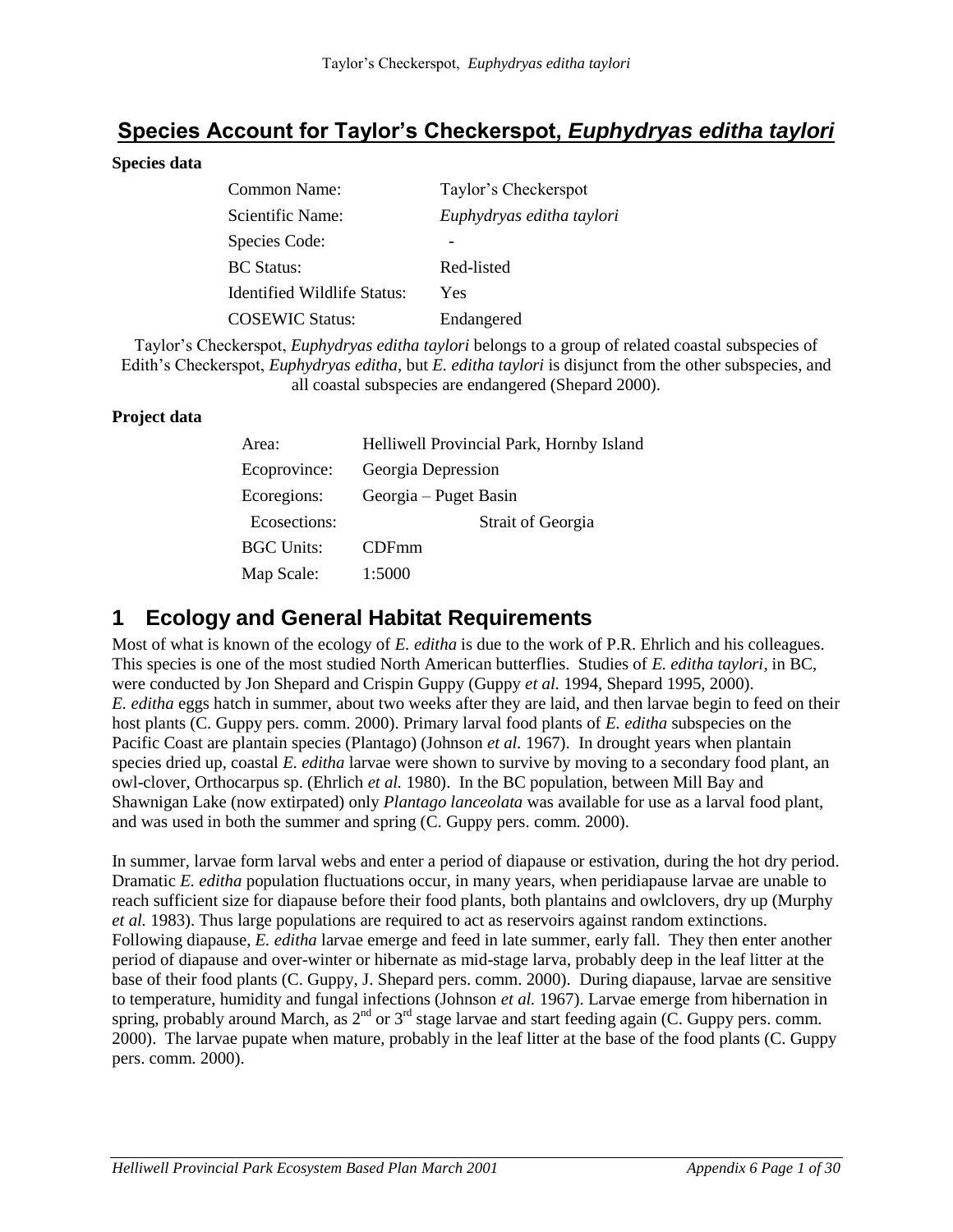# Species Account for Taylor's Checkerspot, *Euphydryas editha taylori*

**Species data**

| | |
|---|---|
| Common Name: | Taylor's Checkerspot |
| Scientific Name: | *Euphydryas editha taylori* |
| Species Code: | - |
| BC Status: | Red-listed |
| Identified Wildlife Status: | Yes |
| COSEWIC Status: | Endangered |

Taylor's Checkerspot, *Euphydryas editha taylori* belongs to a group of related coastal subspecies of Edith's Checkerspot, *Euphydryas editha,* but *E. editha taylori* is disjunct from the other subspecies, and all coastal subspecies are endangered (Shepard 2000).

**Project data**

| | |
|---|---|
| Area: | Helliwell Provincial Park, Hornby Island |
| Ecoprovince: | Georgia Depression |
| Ecoregions: | Georgia – Puget Basin |
| Ecosections: | Strait of Georgia |
| BGC Units: | CDFmm |
| Map Scale: | 1:5000 |

## 1 Ecology and General Habitat Requirements

Most of what is known of the ecology of *E. editha* is due to the work of P.R. Ehrlich and his colleagues. This species is one of the most studied North American butterflies. Studies of *E. editha taylori*, in BC, were conducted by Jon Shepard and Crispin Guppy (Guppy *et al.* 1994, Shepard 1995, 2000). *E. editha* eggs hatch in summer, about two weeks after they are laid, and then larvae begin to feed on their host plants (C. Guppy pers. comm. 2000). Primary larval food plants of *E. editha* subspecies on the Pacific Coast are plantain species (Plantago) (Johnson *et al.* 1967). In drought years when plantain species dried up, coastal *E. editha* larvae were shown to survive by moving to a secondary food plant, an owl-clover, Orthocarpus sp. (Ehrlich *et al.* 1980). In the BC population, between Mill Bay and Shawnigan Lake (now extirpated) only *Plantago lanceolata* was available for use as a larval food plant, and was used in both the summer and spring (C. Guppy pers. comm. 2000).

In summer, larvae form larval webs and enter a period of diapause or estivation, during the hot dry period. Dramatic *E. editha* population fluctuations occur, in many years, when peridiapause larvae are unable to reach sufficient size for diapause before their food plants, both plantains and owlclovers, dry up (Murphy *et al.* 1983). Thus large populations are required to act as reservoirs against random extinctions. Following diapause, *E. editha* larvae emerge and feed in late summer, early fall. They then enter another period of diapause and over-winter or hibernate as mid-stage larva, probably deep in the leaf litter at the base of their food plants (C. Guppy, J. Shepard pers. comm. 2000). During diapause, larvae are sensitive to temperature, humidity and fungal infections (Johnson *et al.* 1967). Larvae emerge from hibernation in spring, probably around March, as 2nd or 3rd stage larvae and start feeding again (C. Guppy pers. comm. 2000). The larvae pupate when mature, probably in the leaf litter at the base of the food plants (C. Guppy pers. comm. 2000).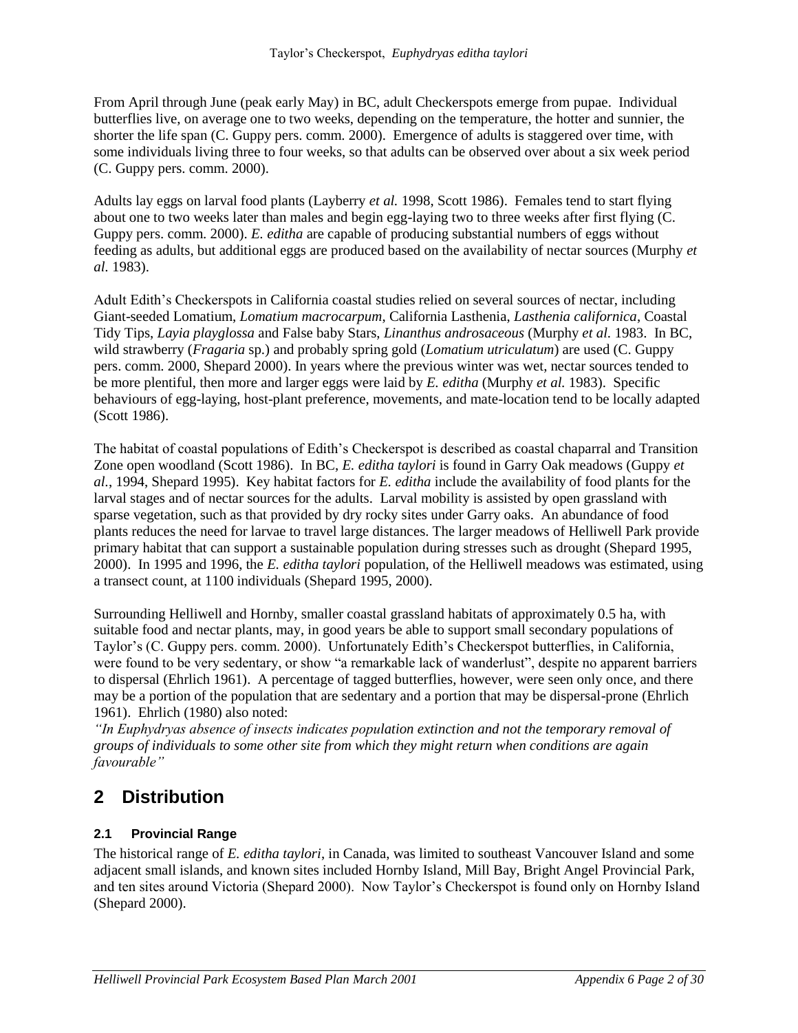From April through June (peak early May) in BC, adult Checkerspots emerge from pupae. Individual butterflies live, on average one to two weeks, depending on the temperature, the hotter and sunnier, the shorter the life span (C. Guppy pers. comm. 2000). Emergence of adults is staggered over time, with some individuals living three to four weeks, so that adults can be observed over about a six week period (C. Guppy pers. comm. 2000).

Adults lay eggs on larval food plants (Layberry *et al.* 1998, Scott 1986). Females tend to start flying about one to two weeks later than males and begin egg-laying two to three weeks after first flying (C. Guppy pers. comm. 2000). *E. editha* are capable of producing substantial numbers of eggs without feeding as adults, but additional eggs are produced based on the availability of nectar sources (Murphy *et al.* 1983).

Adult Edith's Checkerspots in California coastal studies relied on several sources of nectar, including Giant-seeded Lomatium, *Lomatium macrocarpum*, California Lasthenia, *Lasthenia californica*, Coastal Tidy Tips, *Layia playglossa* and False baby Stars, *Linanthus androsaceous* (Murphy *et al.* 1983. In BC, wild strawberry (*Fragaria* sp.) and probably spring gold (*Lomatium utriculatum*) are used (C. Guppy pers. comm. 2000, Shepard 2000). In years where the previous winter was wet, nectar sources tended to be more plentiful, then more and larger eggs were laid by *E. editha* (Murphy *et al.* 1983). Specific behaviours of egg-laying, host-plant preference, movements, and mate-location tend to be locally adapted (Scott 1986).

The habitat of coastal populations of Edith's Checkerspot is described as coastal chaparral and Transition Zone open woodland (Scott 1986). In BC, *E. editha taylori* is found in Garry Oak meadows (Guppy *et al.*, 1994, Shepard 1995). Key habitat factors for *E. editha* include the availability of food plants for the larval stages and of nectar sources for the adults. Larval mobility is assisted by open grassland with sparse vegetation, such as that provided by dry rocky sites under Garry oaks. An abundance of food plants reduces the need for larvae to travel large distances. The larger meadows of Helliwell Park provide primary habitat that can support a sustainable population during stresses such as drought (Shepard 1995, 2000). In 1995 and 1996, the *E. editha taylori* population, of the Helliwell meadows was estimated, using a transect count, at 1100 individuals (Shepard 1995, 2000).

Surrounding Helliwell and Hornby, smaller coastal grassland habitats of approximately 0.5 ha, with suitable food and nectar plants, may, in good years be able to support small secondary populations of Taylor's (C. Guppy pers. comm. 2000). Unfortunately Edith's Checkerspot butterflies, in California, were found to be very sedentary, or show "a remarkable lack of wanderlust", despite no apparent barriers to dispersal (Ehrlich 1961). A percentage of tagged butterflies, however, were seen only once, and there may be a portion of the population that are sedentary and a portion that may be dispersal-prone (Ehrlich 1961). Ehrlich (1980) also noted:
*"In Euphydryas absence of insects indicates population extinction and not the temporary removal of groups of individuals to some other site from which they might return when conditions are again favourable"*

# 2 Distribution

### 2.1 Provincial Range

The historical range of *E. editha taylori*, in Canada, was limited to southeast Vancouver Island and some adjacent small islands, and known sites included Hornby Island, Mill Bay, Bright Angel Provincial Park, and ten sites around Victoria (Shepard 2000). Now Taylor's Checkerspot is found only on Hornby Island (Shepard 2000).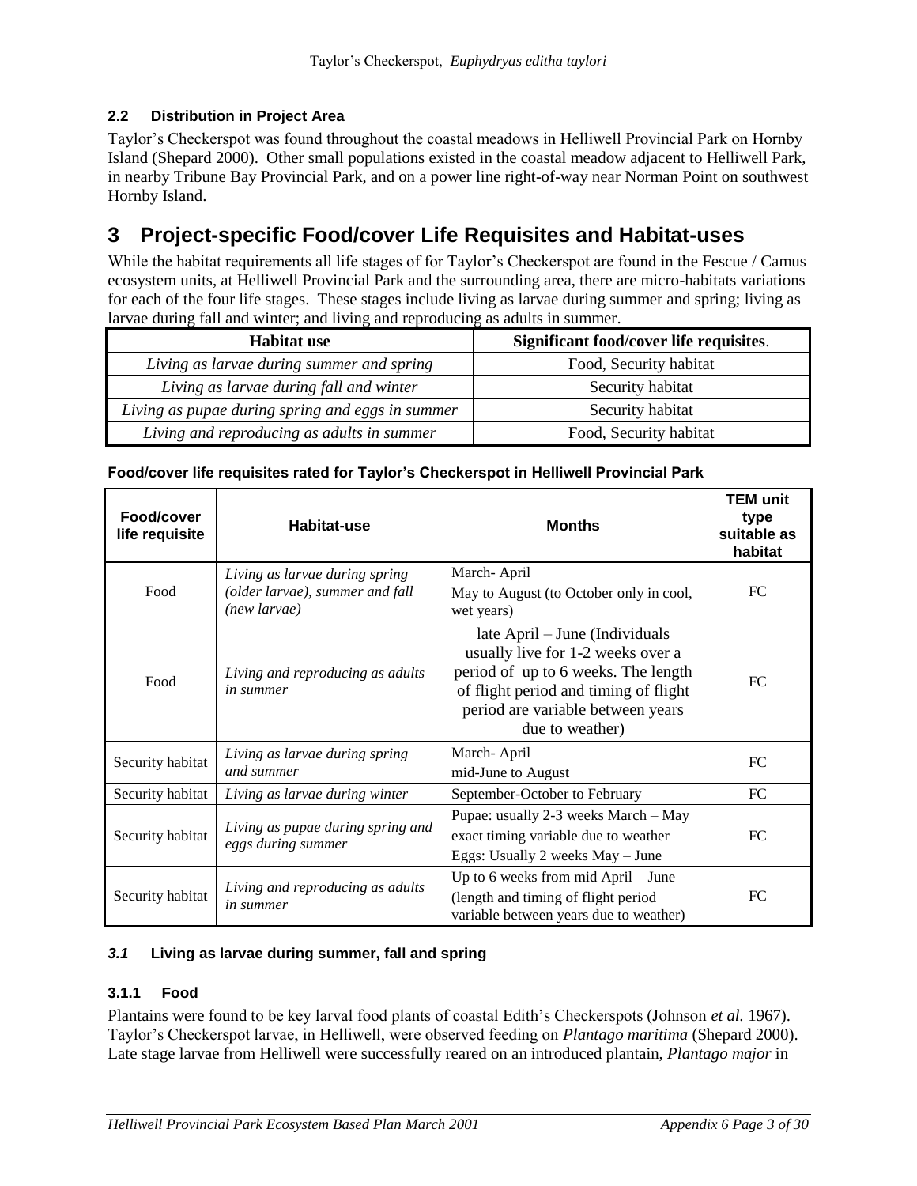### 2.2 Distribution in Project Area

Taylor's Checkerspot was found throughout the coastal meadows in Helliwell Provincial Park on Hornby Island (Shepard 2000). Other small populations existed in the coastal meadow adjacent to Helliwell Park, in nearby Tribune Bay Provincial Park, and on a power line right-of-way near Norman Point on southwest Hornby Island.

# 3 Project-specific Food/cover Life Requisites and Habitat-uses

While the habitat requirements all life stages of for Taylor's Checkerspot are found in the Fescue / Camus ecosystem units, at Helliwell Provincial Park and the surrounding area, there are micro-habitats variations for each of the four life stages. These stages include living as larvae during summer and spring; living as larvae during fall and winter; and living and reproducing as adults in summer.

| Habitat use | Significant food/cover life requisites. |
|---|---|
| *Living as larvae during summer and spring* | Food, Security habitat |
| *Living as larvae during fall and winter* | Security habitat |
| *Living as pupae during spring and eggs in summer* | Security habitat |
| *Living and reproducing as adults in summer* | Food, Security habitat |

**Food/cover life requisites rated for Taylor's Checkerspot in Helliwell Provincial Park**

| Food/cover life requisite | Habitat-use | Months | TEM unit type suitable as habitat |
|---|---|---|---|
| Food | *Living as larvae during spring (older larvae), summer and fall (new larvae)* | March- April<br>May to August (to October only in cool, wet years) | FC |
| Food | *Living and reproducing as adults in summer* | late April – June (Individuals usually live for 1-2 weeks over a period of up to 6 weeks. The length of flight period and timing of flight period are variable between years due to weather) | FC |
| Security habitat | *Living as larvae during spring and summer* | March- April<br>mid-June to August | FC |
| Security habitat | *Living as larvae during winter* | September-October to February | FC |
| Security habitat | *Living as pupae during spring and eggs during summer* | Pupae: usually 2-3 weeks March – May exact timing variable due to weather<br>Eggs: Usually 2 weeks May – June | FC |
| Security habitat | *Living and reproducing as adults in summer* | Up to 6 weeks from mid April – June (length and timing of flight period variable between years due to weather) | FC |

### *3.1* Living as larvae during summer, fall and spring

#### 3.1.1 Food

Plantains were found to be key larval food plants of coastal Edith's Checkerspots (Johnson *et al.* 1967). Taylor's Checkerspot larvae, in Helliwell, were observed feeding on *Plantago maritima* (Shepard 2000). Late stage larvae from Helliwell were successfully reared on an introduced plantain, *Plantago major* in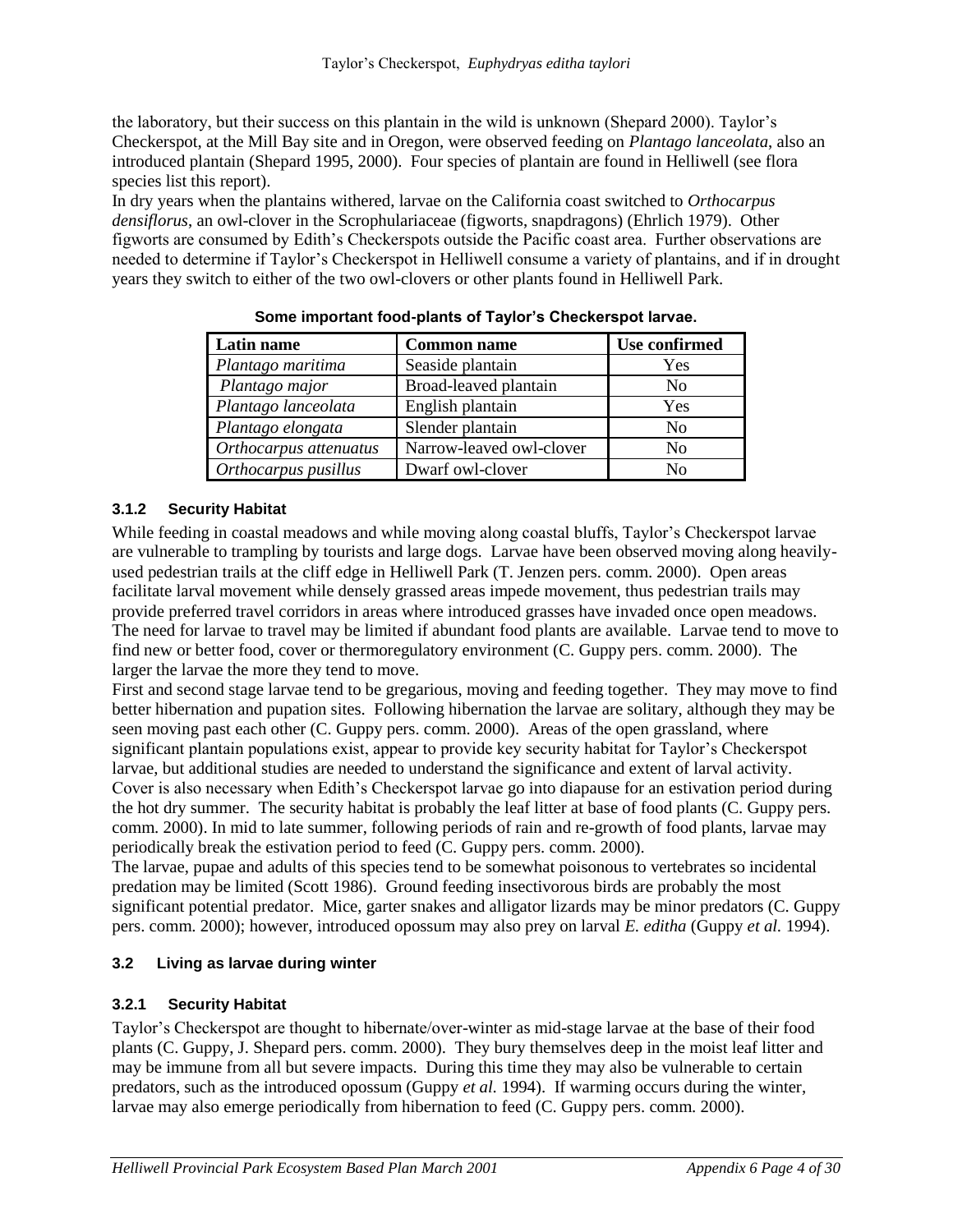the laboratory, but their success on this plantain in the wild is unknown (Shepard 2000). Taylor's Checkerspot, at the Mill Bay site and in Oregon, were observed feeding on *Plantago lanceolata*, also an introduced plantain (Shepard 1995, 2000). Four species of plantain are found in Helliwell (see flora species list this report).

In dry years when the plantains withered, larvae on the California coast switched to *Orthocarpus densiflorus*, an owl-clover in the Scrophulariaceae (figworts, snapdragons) (Ehrlich 1979). Other figworts are consumed by Edith's Checkerspots outside the Pacific coast area. Further observations are needed to determine if Taylor's Checkerspot in Helliwell consume a variety of plantains, and if in drought years they switch to either of the two owl-clovers or other plants found in Helliwell Park.

**Some important food-plants of Taylor's Checkerspot larvae.**

| Latin name | Common name | Use confirmed |
|---|---|---|
| *Plantago maritima* | Seaside plantain | Yes |
| *Plantago major* | Broad-leaved plantain | No |
| *Plantago lanceolata* | English plantain | Yes |
| *Plantago elongata* | Slender plantain | No |
| *Orthocarpus attenuatus* | Narrow-leaved owl-clover | No |
| *Orthocarpus pusillus* | Dwarf owl-clover | No |

#### 3.1.2 Security Habitat

While feeding in coastal meadows and while moving along coastal bluffs, Taylor's Checkerspot larvae are vulnerable to trampling by tourists and large dogs. Larvae have been observed moving along heavily-used pedestrian trails at the cliff edge in Helliwell Park (T. Jenzen pers. comm. 2000). Open areas facilitate larval movement while densely grassed areas impede movement, thus pedestrian trails may provide preferred travel corridors in areas where introduced grasses have invaded once open meadows. The need for larvae to travel may be limited if abundant food plants are available. Larvae tend to move to find new or better food, cover or thermoregulatory environment (C. Guppy pers. comm. 2000). The larger the larvae the more they tend to move.

First and second stage larvae tend to be gregarious, moving and feeding together. They may move to find better hibernation and pupation sites. Following hibernation the larvae are solitary, although they may be seen moving past each other (C. Guppy pers. comm. 2000). Areas of the open grassland, where significant plantain populations exist, appear to provide key security habitat for Taylor's Checkerspot larvae, but additional studies are needed to understand the significance and extent of larval activity.

Cover is also necessary when Edith's Checkerspot larvae go into diapause for an estivation period during the hot dry summer. The security habitat is probably the leaf litter at base of food plants (C. Guppy pers. comm. 2000). In mid to late summer, following periods of rain and re-growth of food plants, larvae may periodically break the estivation period to feed (C. Guppy pers. comm. 2000).

The larvae, pupae and adults of this species tend to be somewhat poisonous to vertebrates so incidental predation may be limited (Scott 1986). Ground feeding insectivorous birds are probably the most significant potential predator. Mice, garter snakes and alligator lizards may be minor predators (C. Guppy pers. comm. 2000); however, introduced opossum may also prey on larval *E. editha* (Guppy *et al.* 1994).

### 3.2 Living as larvae during winter

#### 3.2.1 Security Habitat

Taylor's Checkerspot are thought to hibernate/over-winter as mid-stage larvae at the base of their food plants (C. Guppy, J. Shepard pers. comm. 2000). They bury themselves deep in the moist leaf litter and may be immune from all but severe impacts. During this time they may also be vulnerable to certain predators, such as the introduced opossum (Guppy *et al.* 1994). If warming occurs during the winter, larvae may also emerge periodically from hibernation to feed (C. Guppy pers. comm. 2000).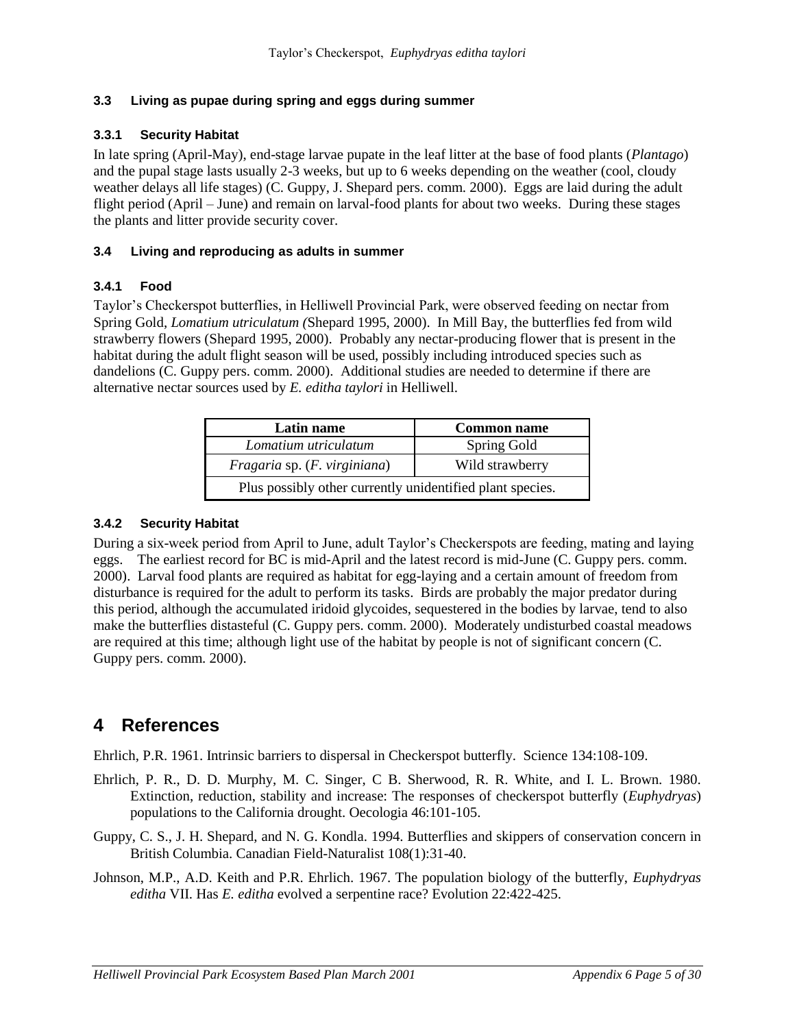### 3.3 Living as pupae during spring and eggs during summer

#### 3.3.1 Security Habitat

In late spring (April-May), end-stage larvae pupate in the leaf litter at the base of food plants (*Plantago*) and the pupal stage lasts usually 2-3 weeks, but up to 6 weeks depending on the weather (cool, cloudy weather delays all life stages) (C. Guppy, J. Shepard pers. comm. 2000). Eggs are laid during the adult flight period (April – June) and remain on larval-food plants for about two weeks. During these stages the plants and litter provide security cover.

### 3.4 Living and reproducing as adults in summer

#### 3.4.1 Food

Taylor's Checkerspot butterflies, in Helliwell Provincial Park, were observed feeding on nectar from Spring Gold, *Lomatium utriculatum (*Shepard 1995, 2000). In Mill Bay, the butterflies fed from wild strawberry flowers (Shepard 1995, 2000). Probably any nectar-producing flower that is present in the habitat during the adult flight season will be used, possibly including introduced species such as dandelions (C. Guppy pers. comm. 2000). Additional studies are needed to determine if there are alternative nectar sources used by *E. editha taylori* in Helliwell.

| Latin name | Common name |
|---|---|
| *Lomatium utriculatum* | Spring Gold |
| *Fragaria* sp. (*F. virginiana*) | Wild strawberry |
| Plus possibly other currently unidentified plant species. | |

#### 3.4.2 Security Habitat

During a six-week period from April to June, adult Taylor's Checkerspots are feeding, mating and laying eggs. The earliest record for BC is mid-April and the latest record is mid-June (C. Guppy pers. comm. 2000). Larval food plants are required as habitat for egg-laying and a certain amount of freedom from disturbance is required for the adult to perform its tasks. Birds are probably the major predator during this period, although the accumulated iridoid glycoides, sequestered in the bodies by larvae, tend to also make the butterflies distasteful (C. Guppy pers. comm. 2000). Moderately undisturbed coastal meadows are required at this time; although light use of the habitat by people is not of significant concern (C. Guppy pers. comm. 2000).

# 4 References

Ehrlich, P.R. 1961. Intrinsic barriers to dispersal in Checkerspot butterfly. Science 134:108-109.

Ehrlich, P. R., D. D. Murphy, M. C. Singer, C B. Sherwood, R. R. White, and I. L. Brown. 1980. Extinction, reduction, stability and increase: The responses of checkerspot butterfly (*Euphydryas*) populations to the California drought. Oecologia 46:101-105.

Guppy, C. S., J. H. Shepard, and N. G. Kondla. 1994. Butterflies and skippers of conservation concern in British Columbia. Canadian Field-Naturalist 108(1):31-40.

Johnson, M.P., A.D. Keith and P.R. Ehrlich. 1967. The population biology of the butterfly, *Euphydryas editha* VII. Has *E. editha* evolved a serpentine race? Evolution 22:422-425.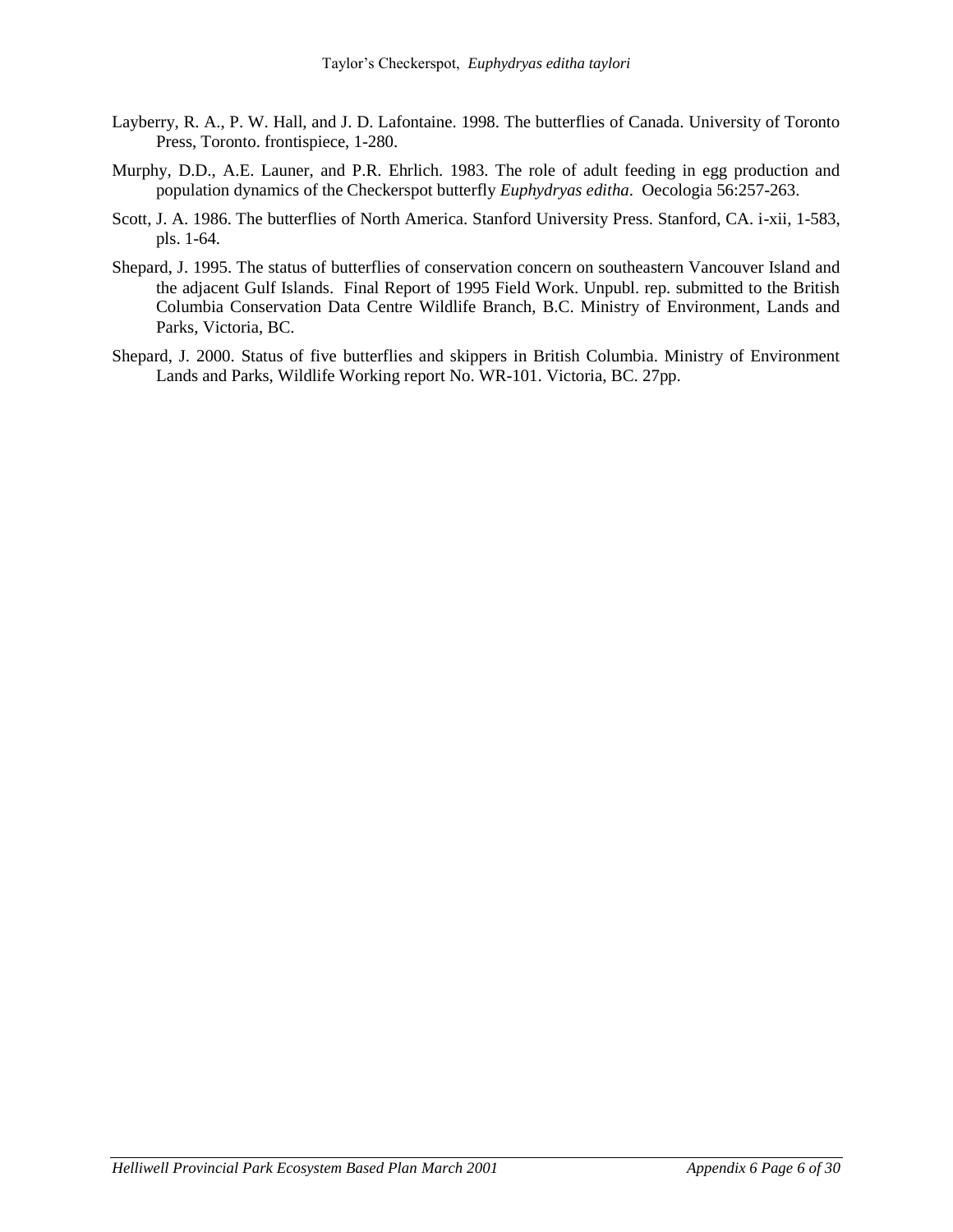Layberry, R. A., P. W. Hall, and J. D. Lafontaine. 1998. The butterflies of Canada. University of Toronto Press, Toronto. frontispiece, 1-280.

Murphy, D.D., A.E. Launer, and P.R. Ehrlich. 1983. The role of adult feeding in egg production and population dynamics of the Checkerspot butterfly *Euphydryas editha*. Oecologia 56:257-263.

Scott, J. A. 1986. The butterflies of North America. Stanford University Press. Stanford, CA. i-xii, 1-583, pls. 1-64.

Shepard, J. 1995. The status of butterflies of conservation concern on southeastern Vancouver Island and the adjacent Gulf Islands. Final Report of 1995 Field Work. Unpubl. rep. submitted to the British Columbia Conservation Data Centre Wildlife Branch, B.C. Ministry of Environment, Lands and Parks, Victoria, BC.

Shepard, J. 2000. Status of five butterflies and skippers in British Columbia. Ministry of Environment Lands and Parks, Wildlife Working report No. WR-101. Victoria, BC. 27pp.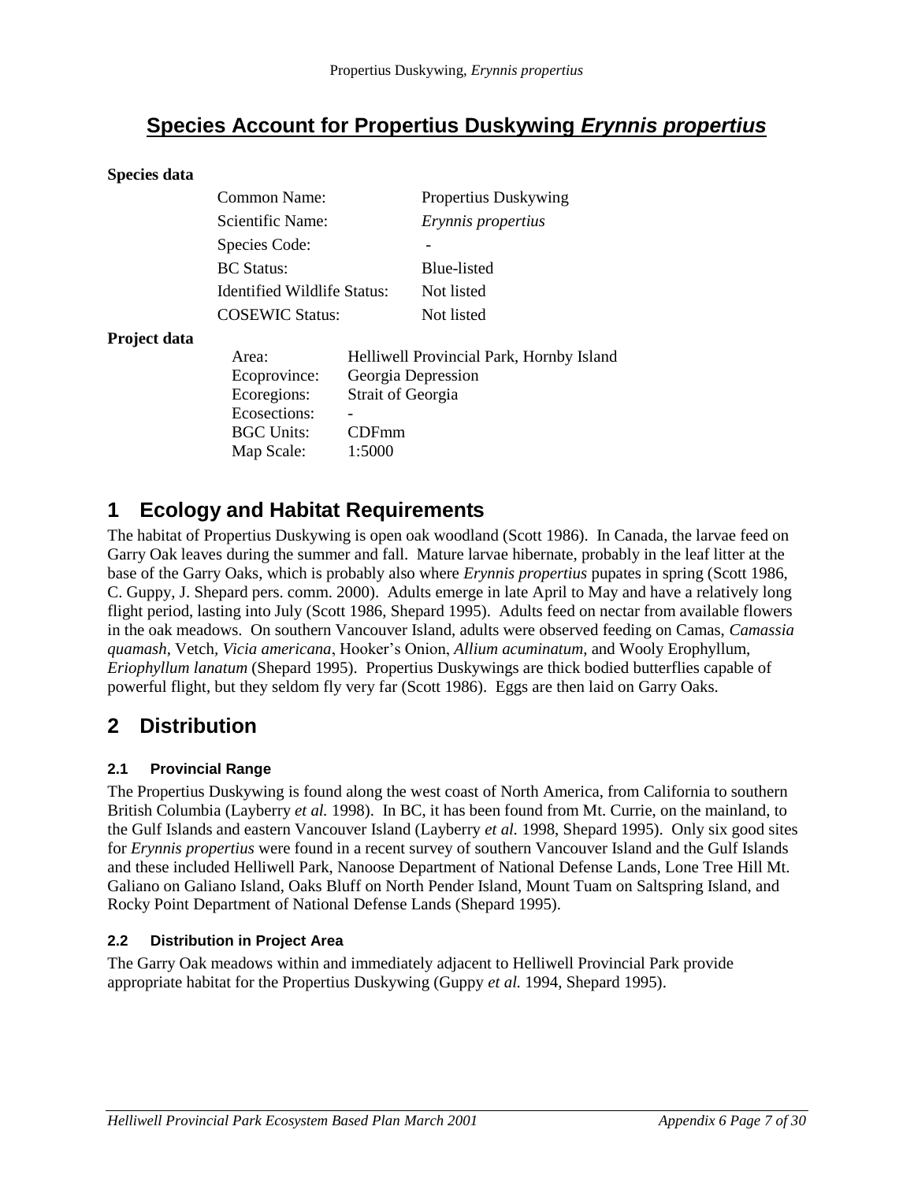# Species Account for Propertius Duskywing *Erynnis propertius*

**Species data**

| | |
|---|---|
| Common Name: | Propertius Duskywing |
| Scientific Name: | *Erynnis propertius* |
| Species Code: | - |
| BC Status: | Blue-listed |
| Identified Wildlife Status: | Not listed |
| COSEWIC Status: | Not listed |

**Project data**

| | |
|---|---|
| Area: | Helliwell Provincial Park, Hornby Island |
| Ecoprovince: | Georgia Depression |
| Ecoregions: | Strait of Georgia |
| Ecosections: | - |
| BGC Units: | CDFmm |
| Map Scale: | 1:5000 |

## 1 Ecology and Habitat Requirements

The habitat of Propertius Duskywing is open oak woodland (Scott 1986). In Canada, the larvae feed on Garry Oak leaves during the summer and fall. Mature larvae hibernate, probably in the leaf litter at the base of the Garry Oaks, which is probably also where *Erynnis propertius* pupates in spring (Scott 1986, C. Guppy, J. Shepard pers. comm. 2000). Adults emerge in late April to May and have a relatively long flight period, lasting into July (Scott 1986, Shepard 1995). Adults feed on nectar from available flowers in the oak meadows. On southern Vancouver Island, adults were observed feeding on Camas, *Camassia quamash*, Vetch, *Vicia americana*, Hooker's Onion, *Allium acuminatum*, and Wooly Erophyllum, *Eriophyllum lanatum* (Shepard 1995). Propertius Duskywings are thick bodied butterflies capable of powerful flight, but they seldom fly very far (Scott 1986). Eggs are then laid on Garry Oaks.

## 2 Distribution

### 2.1 Provincial Range

The Propertius Duskywing is found along the west coast of North America, from California to southern British Columbia (Layberry *et al.* 1998). In BC, it has been found from Mt. Currie, on the mainland, to the Gulf Islands and eastern Vancouver Island (Layberry *et al.* 1998, Shepard 1995). Only six good sites for *Erynnis propertius* were found in a recent survey of southern Vancouver Island and the Gulf Islands and these included Helliwell Park, Nanoose Department of National Defense Lands, Lone Tree Hill Mt. Galiano on Galiano Island, Oaks Bluff on North Pender Island, Mount Tuam on Saltspring Island, and Rocky Point Department of National Defense Lands (Shepard 1995).

### 2.2 Distribution in Project Area

The Garry Oak meadows within and immediately adjacent to Helliwell Provincial Park provide appropriate habitat for the Propertius Duskywing (Guppy *et al.* 1994, Shepard 1995).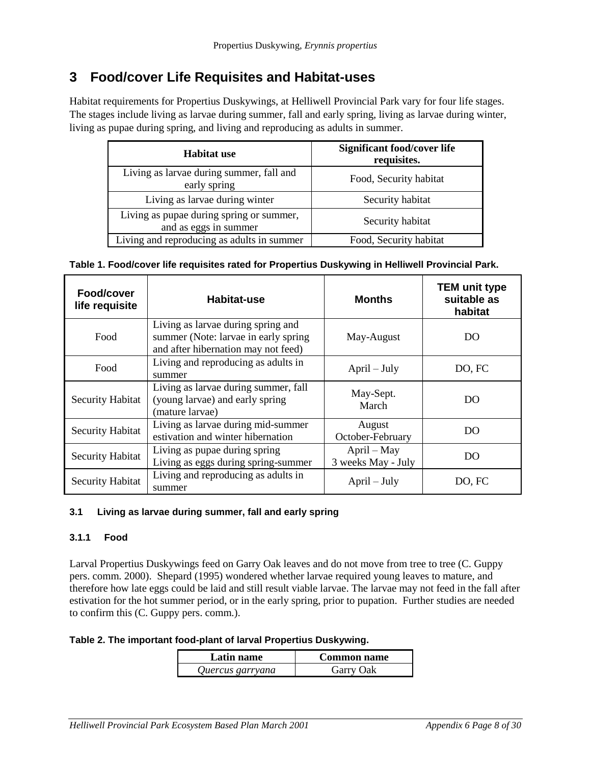# 3 Food/cover Life Requisites and Habitat-uses

Habitat requirements for Propertius Duskywings, at Helliwell Provincial Park vary for four life stages. The stages include living as larvae during summer, fall and early spring, living as larvae during winter, living as pupae during spring, and living and reproducing as adults in summer.

| Habitat use | Significant food/cover life requisites. |
|---|---|
| Living as larvae during summer, fall and early spring | Food, Security habitat |
| Living as larvae during winter | Security habitat |
| Living as pupae during spring or summer, and as eggs in summer | Security habitat |
| Living and reproducing as adults in summer | Food, Security habitat |

**Table 1. Food/cover life requisites rated for Propertius Duskywing in Helliwell Provincial Park.**

| Food/cover life requisite | Habitat-use | Months | TEM unit type suitable as habitat |
|---|---|---|---|
| Food | Living as larvae during spring and summer (Note: larvae in early spring and after hibernation may not feed) | May-August | DO |
| Food | Living and reproducing as adults in summer | April – July | DO, FC |
| Security Habitat | Living as larvae during summer, fall (young larvae) and early spring (mature larvae) | May-Sept. March | DO |
| Security Habitat | Living as larvae during mid-summer estivation and winter hibernation | August October-February | DO |
| Security Habitat | Living as pupae during spring Living as eggs during spring-summer | April – May 3 weeks May - July | DO |
| Security Habitat | Living and reproducing as adults in summer | April – July | DO, FC |

### 3.1 Living as larvae during summer, fall and early spring

#### 3.1.1 Food

Larval Propertius Duskywings feed on Garry Oak leaves and do not move from tree to tree (C. Guppy pers. comm. 2000). Shepard (1995) wondered whether larvae required young leaves to mature, and therefore how late eggs could be laid and still result viable larvae. The larvae may not feed in the fall after estivation for the hot summer period, or in the early spring, prior to pupation. Further studies are needed to confirm this (C. Guppy pers. comm.).

**Table 2. The important food-plant of larval Propertius Duskywing.**

| Latin name | Common name |
|---|---|
| *Quercus garryana* | Garry Oak |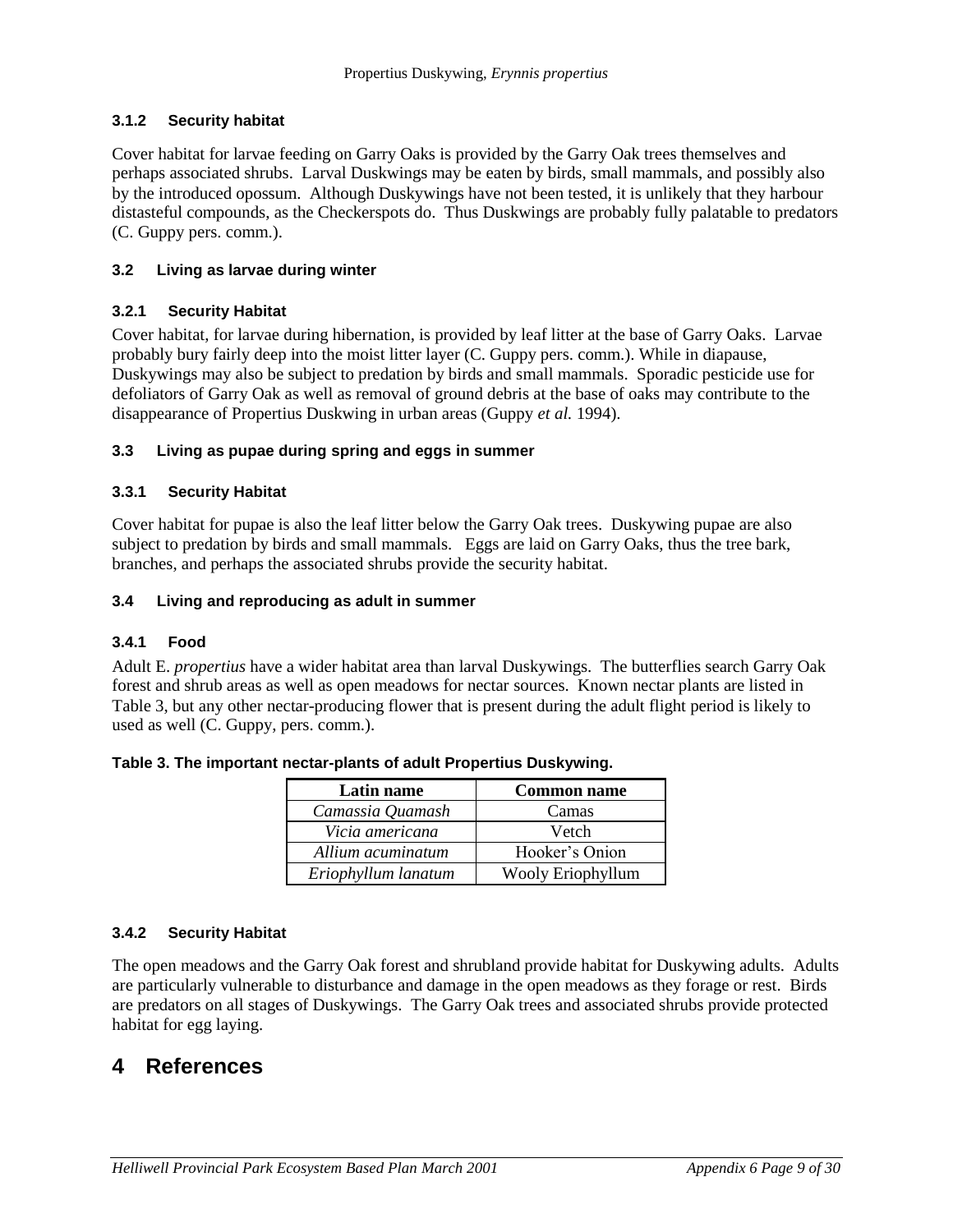### 3.1.2 Security habitat

Cover habitat for larvae feeding on Garry Oaks is provided by the Garry Oak trees themselves and perhaps associated shrubs. Larval Duskwings may be eaten by birds, small mammals, and possibly also by the introduced opossum. Although Duskywings have not been tested, it is unlikely that they harbour distasteful compounds, as the Checkerspots do. Thus Duskwings are probably fully palatable to predators (C. Guppy pers. comm.).

### 3.2 Living as larvae during winter

### 3.2.1 Security Habitat

Cover habitat, for larvae during hibernation, is provided by leaf litter at the base of Garry Oaks. Larvae probably bury fairly deep into the moist litter layer (C. Guppy pers. comm.). While in diapause, Duskywings may also be subject to predation by birds and small mammals. Sporadic pesticide use for defoliators of Garry Oak as well as removal of ground debris at the base of oaks may contribute to the disappearance of Propertius Duskwing in urban areas (Guppy *et al.* 1994).

### 3.3 Living as pupae during spring and eggs in summer

### 3.3.1 Security Habitat

Cover habitat for pupae is also the leaf litter below the Garry Oak trees. Duskywing pupae are also subject to predation by birds and small mammals. Eggs are laid on Garry Oaks, thus the tree bark, branches, and perhaps the associated shrubs provide the security habitat.

### 3.4 Living and reproducing as adult in summer

### 3.4.1 Food

Adult E. *propertius* have a wider habitat area than larval Duskywings. The butterflies search Garry Oak forest and shrub areas as well as open meadows for nectar sources. Known nectar plants are listed in Table 3, but any other nectar-producing flower that is present during the adult flight period is likely to used as well (C. Guppy, pers. comm.).

**Table 3. The important nectar-plants of adult Propertius Duskywing.**

| Latin name | Common name |
|---|---|
| *Camassia Quamash* | Camas |
| *Vicia americana* | Vetch |
| *Allium acuminatum* | Hooker's Onion |
| *Eriophyllum lanatum* | Wooly Eriophyllum |

### 3.4.2 Security Habitat

The open meadows and the Garry Oak forest and shrubland provide habitat for Duskywing adults. Adults are particularly vulnerable to disturbance and damage in the open meadows as they forage or rest. Birds are predators on all stages of Duskywings. The Garry Oak trees and associated shrubs provide protected habitat for egg laying.

# 4 References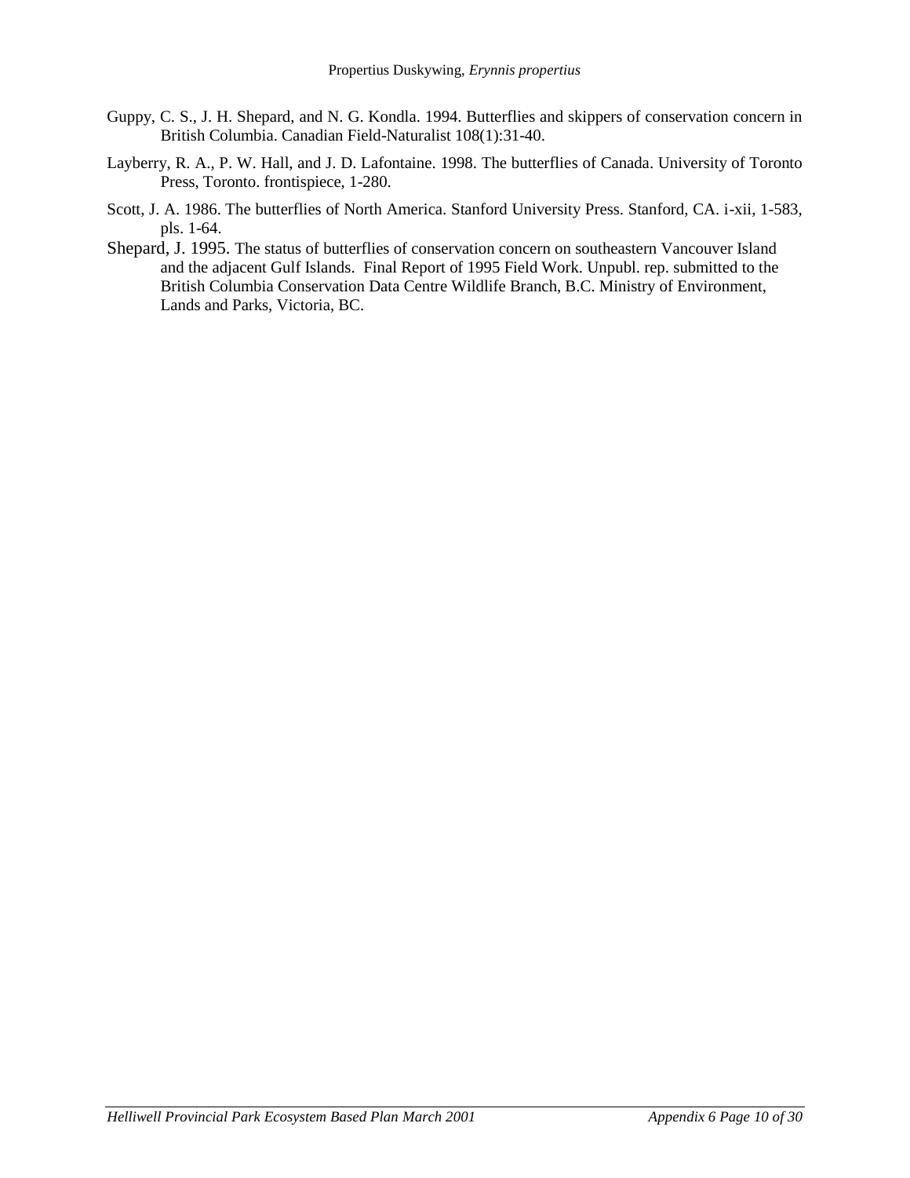Guppy, C. S., J. H. Shepard, and N. G. Kondla. 1994. Butterflies and skippers of conservation concern in British Columbia. Canadian Field-Naturalist 108(1):31-40.

Layberry, R. A., P. W. Hall, and J. D. Lafontaine. 1998. The butterflies of Canada. University of Toronto Press, Toronto. frontispiece, 1-280.

Scott, J. A. 1986. The butterflies of North America. Stanford University Press. Stanford, CA. i-xii, 1-583, pls. 1-64.

Shepard, J. 1995. The status of butterflies of conservation concern on southeastern Vancouver Island and the adjacent Gulf Islands. Final Report of 1995 Field Work. Unpubl. rep. submitted to the British Columbia Conservation Data Centre Wildlife Branch, B.C. Ministry of Environment, Lands and Parks, Victoria, BC.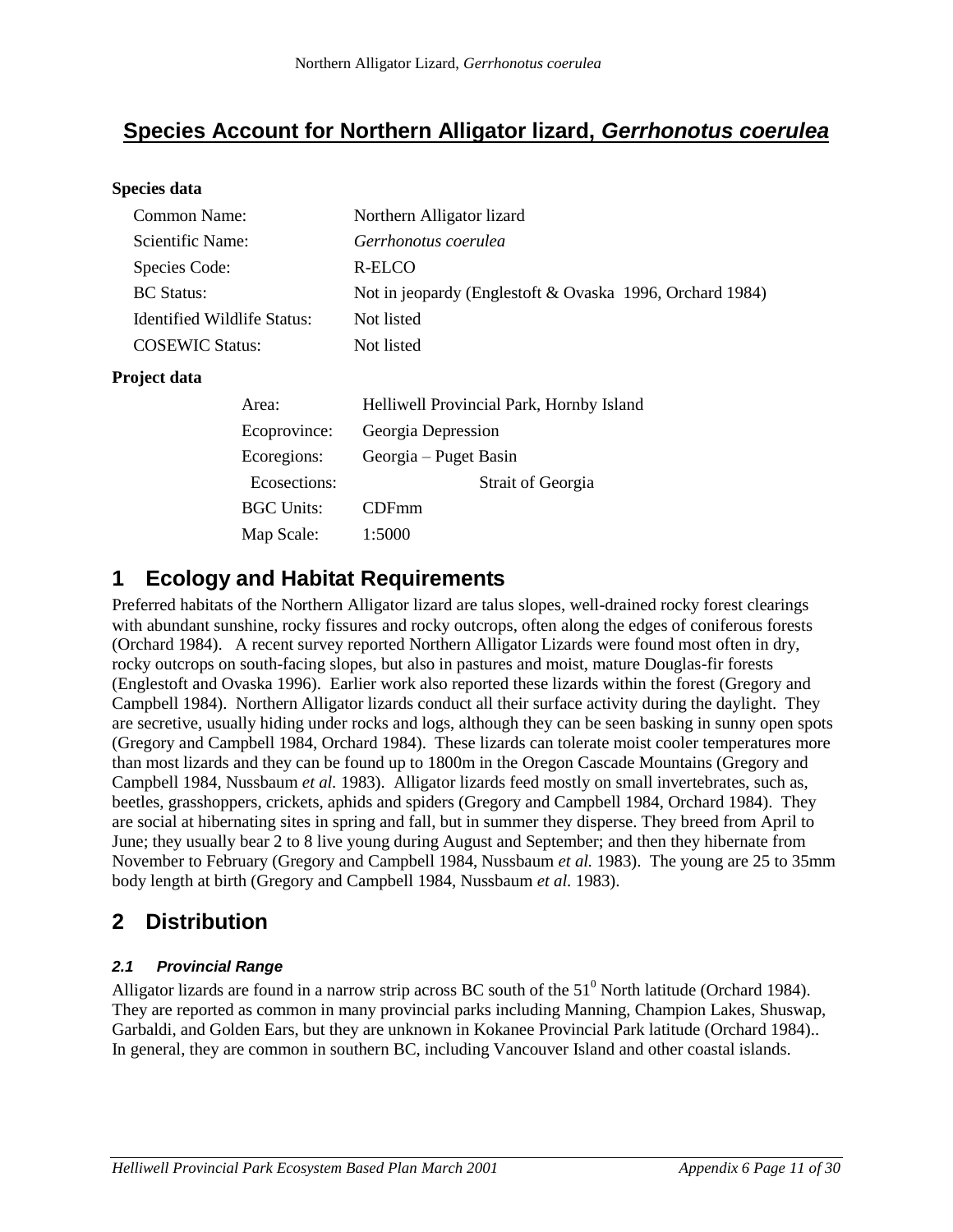# Species Account for Northern Alligator lizard, *Gerrhonotus coerulea*

**Species data**

| | |
|---|---|
| Common Name: | Northern Alligator lizard |
| Scientific Name: | *Gerrhonotus coerulea* |
| Species Code: | R-ELCO |
| BC Status: | Not in jeopardy (Englestoft & Ovaska 1996, Orchard 1984) |
| Identified Wildlife Status: | Not listed |
| COSEWIC Status: | Not listed |

**Project data**

| | |
|---|---|
| Area: | Helliwell Provincial Park, Hornby Island |
| Ecoprovince: | Georgia Depression |
| Ecoregions: | Georgia – Puget Basin |
| Ecosections: | Strait of Georgia |
| BGC Units: | CDFmm |
| Map Scale: | 1:5000 |

## 1 Ecology and Habitat Requirements

Preferred habitats of the Northern Alligator lizard are talus slopes, well-drained rocky forest clearings with abundant sunshine, rocky fissures and rocky outcrops, often along the edges of coniferous forests (Orchard 1984). A recent survey reported Northern Alligator Lizards were found most often in dry, rocky outcrops on south-facing slopes, but also in pastures and moist, mature Douglas-fir forests (Englestoft and Ovaska 1996). Earlier work also reported these lizards within the forest (Gregory and Campbell 1984). Northern Alligator lizards conduct all their surface activity during the daylight. They are secretive, usually hiding under rocks and logs, although they can be seen basking in sunny open spots (Gregory and Campbell 1984, Orchard 1984). These lizards can tolerate moist cooler temperatures more than most lizards and they can be found up to 1800m in the Oregon Cascade Mountains (Gregory and Campbell 1984, Nussbaum *et al.* 1983). Alligator lizards feed mostly on small invertebrates, such as, beetles, grasshoppers, crickets, aphids and spiders (Gregory and Campbell 1984, Orchard 1984). They are social at hibernating sites in spring and fall, but in summer they disperse. They breed from April to June; they usually bear 2 to 8 live young during August and September; and then they hibernate from November to February (Gregory and Campbell 1984, Nussbaum *et al.* 1983). The young are 25 to 35mm body length at birth (Gregory and Campbell 1984, Nussbaum *et al.* 1983).

## 2 Distribution

### 2.1 Provincial Range

Alligator lizards are found in a narrow strip across BC south of the $51^0$ North latitude (Orchard 1984). They are reported as common in many provincial parks including Manning, Champion Lakes, Shuswap, Garbaldi, and Golden Ears, but they are unknown in Kokanee Provincial Park latitude (Orchard 1984).. In general, they are common in southern BC, including Vancouver Island and other coastal islands.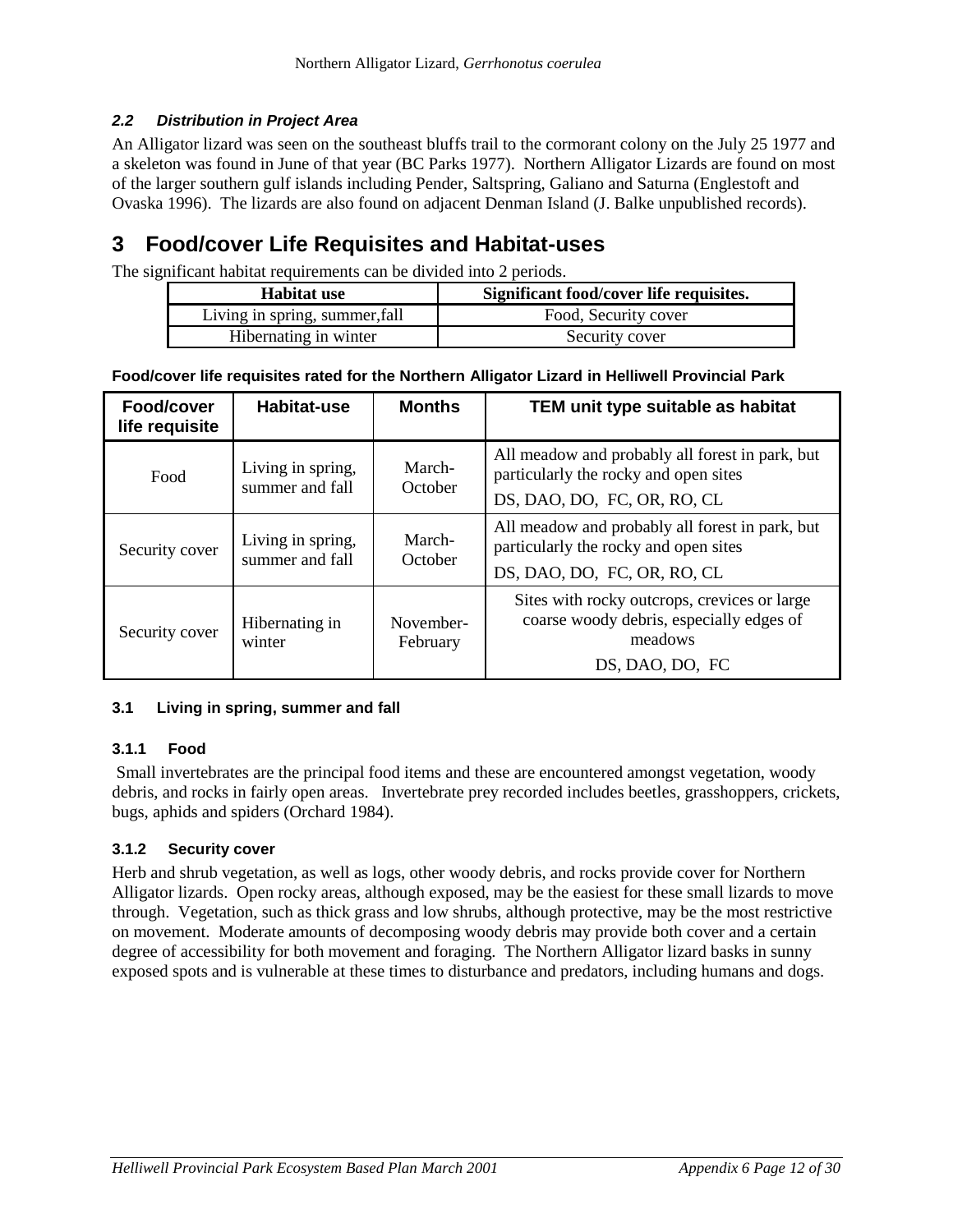### *2.2 Distribution in Project Area*

An Alligator lizard was seen on the southeast bluffs trail to the cormorant colony on the July 25 1977 and a skeleton was found in June of that year (BC Parks 1977). Northern Alligator Lizards are found on most of the larger southern gulf islands including Pender, Saltspring, Galiano and Saturna (Englestoft and Ovaska 1996). The lizards are also found on adjacent Denman Island (J. Balke unpublished records).

# 3 Food/cover Life Requisites and Habitat-uses

The significant habitat requirements can be divided into 2 periods.

| Habitat use | Significant food/cover life requisites. |
|---|---|
| Living in spring, summer,fall | Food, Security cover |
| Hibernating in winter | Security cover |

**Food/cover life requisites rated for the Northern Alligator Lizard in Helliwell Provincial Park**

| Food/cover life requisite | Habitat-use | Months | TEM unit type suitable as habitat |
|---|---|---|---|
| Food | Living in spring, summer and fall | March-October | All meadow and probably all forest in park, but particularly the rocky and open sites<br>DS, DAO, DO, FC, OR, RO, CL |
| Security cover | Living in spring, summer and fall | March-October | All meadow and probably all forest in park, but particularly the rocky and open sites<br>DS, DAO, DO, FC, OR, RO, CL |
| Security cover | Hibernating in winter | November-February | Sites with rocky outcrops, crevices or large coarse woody debris, especially edges of meadows<br>DS, DAO, DO, FC |

### 3.1 Living in spring, summer and fall

#### 3.1.1 Food

Small invertebrates are the principal food items and these are encountered amongst vegetation, woody debris, and rocks in fairly open areas. Invertebrate prey recorded includes beetles, grasshoppers, crickets, bugs, aphids and spiders (Orchard 1984).

#### 3.1.2 Security cover

Herb and shrub vegetation, as well as logs, other woody debris, and rocks provide cover for Northern Alligator lizards. Open rocky areas, although exposed, may be the easiest for these small lizards to move through. Vegetation, such as thick grass and low shrubs, although protective, may be the most restrictive on movement. Moderate amounts of decomposing woody debris may provide both cover and a certain degree of accessibility for both movement and foraging. The Northern Alligator lizard basks in sunny exposed spots and is vulnerable at these times to disturbance and predators, including humans and dogs.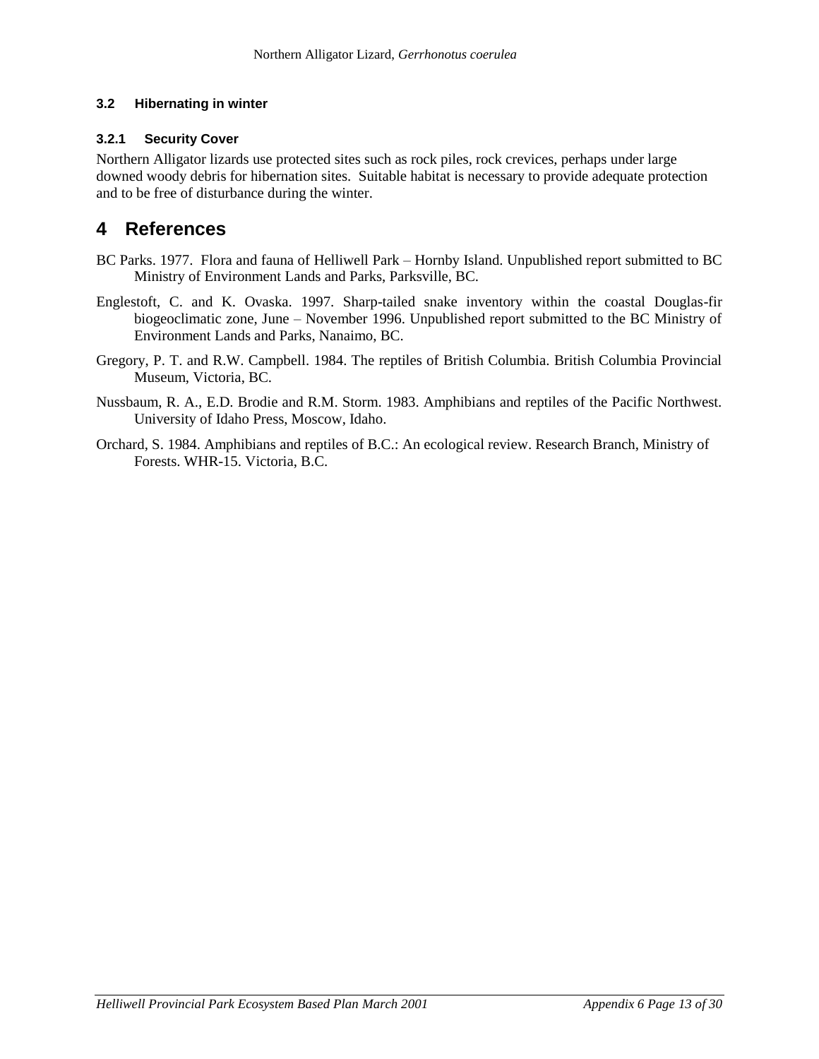### 3.2 Hibernating in winter

#### 3.2.1 Security Cover

Northern Alligator lizards use protected sites such as rock piles, rock crevices, perhaps under large downed woody debris for hibernation sites. Suitable habitat is necessary to provide adequate protection and to be free of disturbance during the winter.

# 4 References

BC Parks. 1977. Flora and fauna of Helliwell Park – Hornby Island. Unpublished report submitted to BC Ministry of Environment Lands and Parks, Parksville, BC.

Englestoft, C. and K. Ovaska. 1997. Sharp-tailed snake inventory within the coastal Douglas-fir biogeoclimatic zone, June – November 1996. Unpublished report submitted to the BC Ministry of Environment Lands and Parks, Nanaimo, BC.

Gregory, P. T. and R.W. Campbell. 1984. The reptiles of British Columbia. British Columbia Provincial Museum, Victoria, BC.

Nussbaum, R. A., E.D. Brodie and R.M. Storm. 1983. Amphibians and reptiles of the Pacific Northwest. University of Idaho Press, Moscow, Idaho.

Orchard, S. 1984. Amphibians and reptiles of B.C.: An ecological review. Research Branch, Ministry of Forests. WHR-15. Victoria, B.C.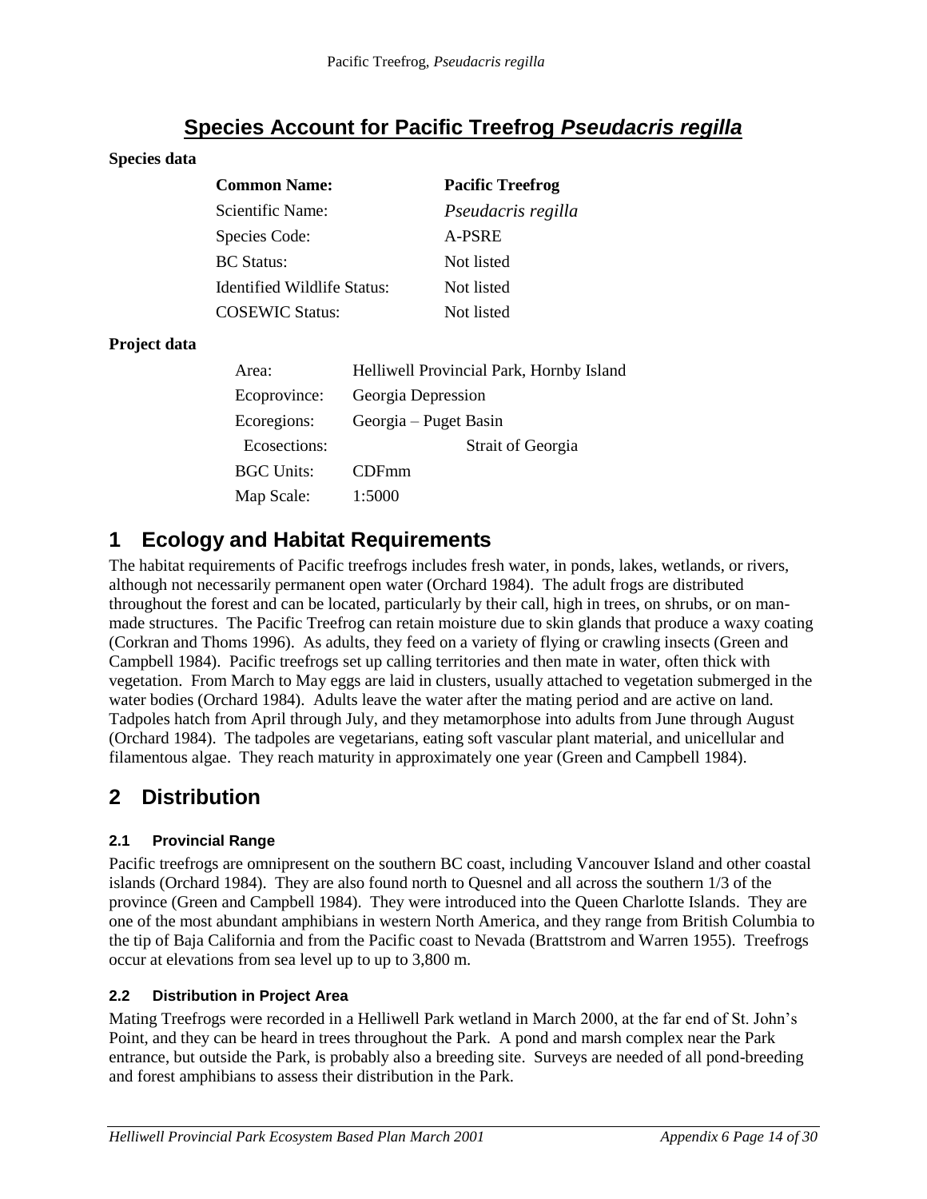# Species Account for Pacific Treefrog *Pseudacris regilla*

**Species data**

| **Common Name:** | **Pacific Treefrog** |
|---|---|
| Scientific Name: | *Pseudacris regilla* |
| Species Code: | A-PSRE |
| BC Status: | Not listed |
| Identified Wildlife Status: | Not listed |
| COSEWIC Status: | Not listed |

**Project data**

| Area: | Helliwell Provincial Park, Hornby Island |
|---|---|
| Ecoprovince: | Georgia Depression |
| Ecoregions: | Georgia – Puget Basin |
| Ecosections: | Strait of Georgia |
| BGC Units: | CDFmm |
| Map Scale: | 1:5000 |

# 1 Ecology and Habitat Requirements

The habitat requirements of Pacific treefrogs includes fresh water, in ponds, lakes, wetlands, or rivers, although not necessarily permanent open water (Orchard 1984). The adult frogs are distributed throughout the forest and can be located, particularly by their call, high in trees, on shrubs, or on man-made structures. The Pacific Treefrog can retain moisture due to skin glands that produce a waxy coating (Corkran and Thoms 1996). As adults, they feed on a variety of flying or crawling insects (Green and Campbell 1984). Pacific treefrogs set up calling territories and then mate in water, often thick with vegetation. From March to May eggs are laid in clusters, usually attached to vegetation submerged in the water bodies (Orchard 1984). Adults leave the water after the mating period and are active on land. Tadpoles hatch from April through July, and they metamorphose into adults from June through August (Orchard 1984). The tadpoles are vegetarians, eating soft vascular plant material, and unicellular and filamentous algae. They reach maturity in approximately one year (Green and Campbell 1984).

# 2 Distribution

### 2.1 Provincial Range

Pacific treefrogs are omnipresent on the southern BC coast, including Vancouver Island and other coastal islands (Orchard 1984). They are also found north to Quesnel and all across the southern 1/3 of the province (Green and Campbell 1984). They were introduced into the Queen Charlotte Islands. They are one of the most abundant amphibians in western North America, and they range from British Columbia to the tip of Baja California and from the Pacific coast to Nevada (Brattstrom and Warren 1955). Treefrogs occur at elevations from sea level up to up to 3,800 m.

### 2.2 Distribution in Project Area

Mating Treefrogs were recorded in a Helliwell Park wetland in March 2000, at the far end of St. John's Point, and they can be heard in trees throughout the Park. A pond and marsh complex near the Park entrance, but outside the Park, is probably also a breeding site. Surveys are needed of all pond-breeding and forest amphibians to assess their distribution in the Park.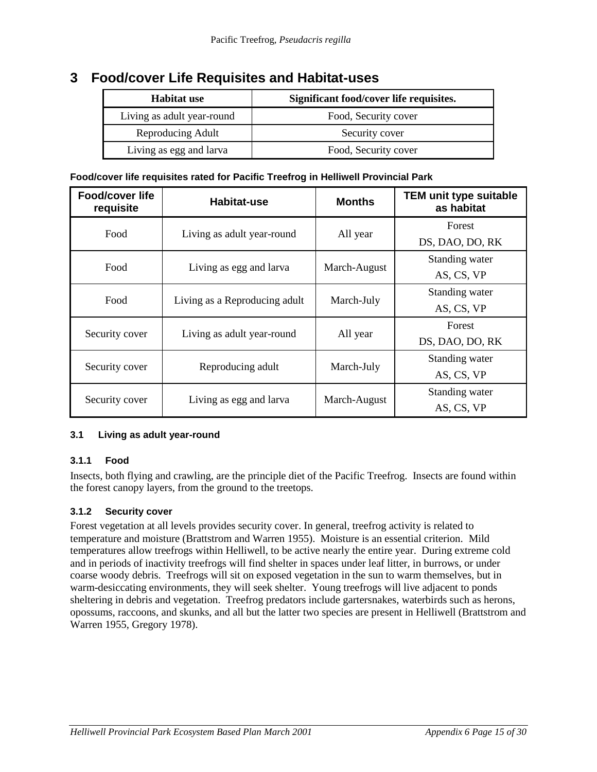# 3 Food/cover Life Requisites and Habitat-uses

| Habitat use | Significant food/cover life requisites. |
|---|---|
| Living as adult year-round | Food, Security cover |
| Reproducing Adult | Security cover |
| Living as egg and larva | Food, Security cover |

**Food/cover life requisites rated for Pacific Treefrog in Helliwell Provincial Park**

| Food/cover life requisite | Habitat-use | Months | TEM unit type suitable as habitat |
|---|---|---|---|
| Food | Living as adult year-round | All year | Forest<br>DS, DAO, DO, RK |
| Food | Living as egg and larva | March-August | Standing water<br>AS, CS, VP |
| Food | Living as a Reproducing adult | March-July | Standing water<br>AS, CS, VP |
| Security cover | Living as adult year-round | All year | Forest<br>DS, DAO, DO, RK |
| Security cover | Reproducing adult | March-July | Standing water<br>AS, CS, VP |
| Security cover | Living as egg and larva | March-August | Standing water<br>AS, CS, VP |

### 3.1 Living as adult year-round

#### 3.1.1 Food

Insects, both flying and crawling, are the principle diet of the Pacific Treefrog. Insects are found within the forest canopy layers, from the ground to the treetops.

#### 3.1.2 Security cover

Forest vegetation at all levels provides security cover. In general, treefrog activity is related to temperature and moisture (Brattstrom and Warren 1955). Moisture is an essential criterion. Mild temperatures allow treefrogs within Helliwell, to be active nearly the entire year. During extreme cold and in periods of inactivity treefrogs will find shelter in spaces under leaf litter, in burrows, or under coarse woody debris. Treefrogs will sit on exposed vegetation in the sun to warm themselves, but in warm-desiccating environments, they will seek shelter. Young treefrogs will live adjacent to ponds sheltering in debris and vegetation. Treefrog predators include gartersnakes, waterbirds such as herons, opossums, raccoons, and skunks, and all but the latter two species are present in Helliwell (Brattstrom and Warren 1955, Gregory 1978).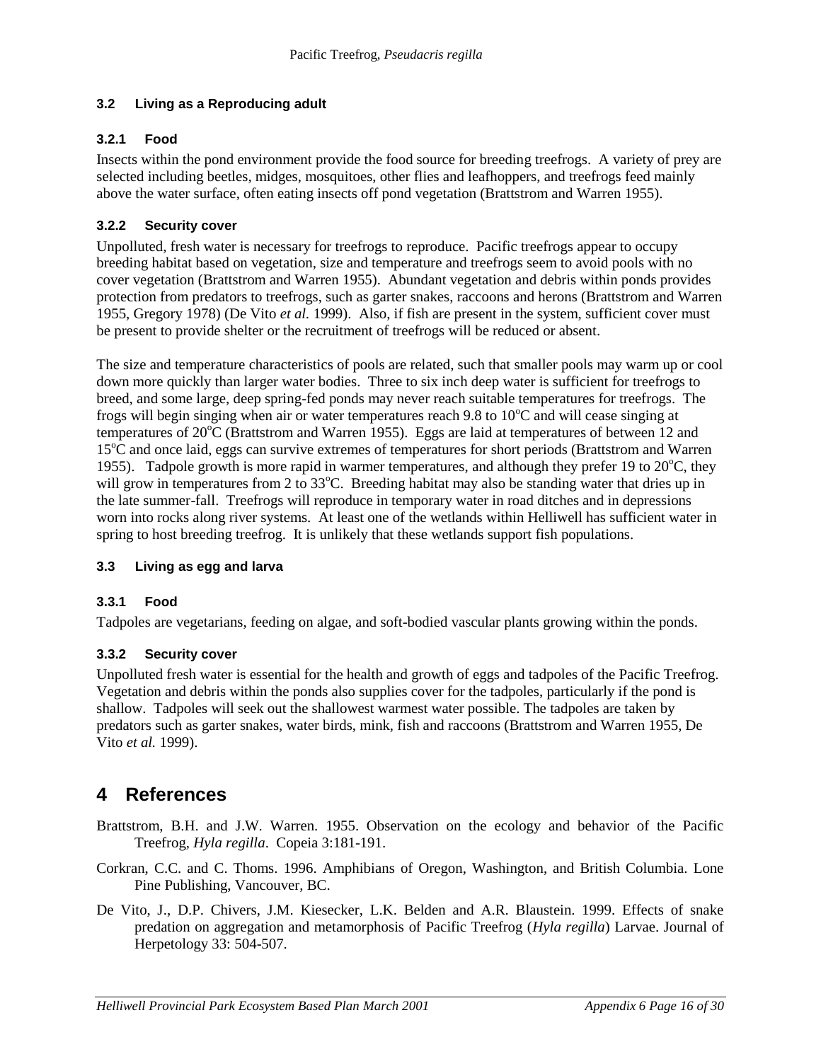### 3.2 Living as a Reproducing adult

#### 3.2.1 Food

Insects within the pond environment provide the food source for breeding treefrogs. A variety of prey are selected including beetles, midges, mosquitoes, other flies and leafhoppers, and treefrogs feed mainly above the water surface, often eating insects off pond vegetation (Brattstrom and Warren 1955).

#### 3.2.2 Security cover

Unpolluted, fresh water is necessary for treefrogs to reproduce. Pacific treefrogs appear to occupy breeding habitat based on vegetation, size and temperature and treefrogs seem to avoid pools with no cover vegetation (Brattstrom and Warren 1955). Abundant vegetation and debris within ponds provides protection from predators to treefrogs, such as garter snakes, raccoons and herons (Brattstrom and Warren 1955, Gregory 1978) (De Vito *et al.* 1999). Also, if fish are present in the system, sufficient cover must be present to provide shelter or the recruitment of treefrogs will be reduced or absent.

The size and temperature characteristics of pools are related, such that smaller pools may warm up or cool down more quickly than larger water bodies. Three to six inch deep water is sufficient for treefrogs to breed, and some large, deep spring-fed ponds may never reach suitable temperatures for treefrogs. The frogs will begin singing when air or water temperatures reach 9.8 to 10°C and will cease singing at temperatures of 20°C (Brattstrom and Warren 1955). Eggs are laid at temperatures of between 12 and 15°C and once laid, eggs can survive extremes of temperatures for short periods (Brattstrom and Warren 1955). Tadpole growth is more rapid in warmer temperatures, and although they prefer 19 to 20°C, they will grow in temperatures from 2 to 33°C. Breeding habitat may also be standing water that dries up in the late summer-fall. Treefrogs will reproduce in temporary water in road ditches and in depressions worn into rocks along river systems. At least one of the wetlands within Helliwell has sufficient water in spring to host breeding treefrog. It is unlikely that these wetlands support fish populations.

### 3.3 Living as egg and larva

#### 3.3.1 Food

Tadpoles are vegetarians, feeding on algae, and soft-bodied vascular plants growing within the ponds.

#### 3.3.2 Security cover

Unpolluted fresh water is essential for the health and growth of eggs and tadpoles of the Pacific Treefrog. Vegetation and debris within the ponds also supplies cover for the tadpoles, particularly if the pond is shallow. Tadpoles will seek out the shallowest warmest water possible. The tadpoles are taken by predators such as garter snakes, water birds, mink, fish and raccoons (Brattstrom and Warren 1955, De Vito *et al.* 1999).

# 4 References

Brattstrom, B.H. and J.W. Warren. 1955. Observation on the ecology and behavior of the Pacific Treefrog, *Hyla regilla*. Copeia 3:181-191.

Corkran, C.C. and C. Thoms. 1996. Amphibians of Oregon, Washington, and British Columbia. Lone Pine Publishing, Vancouver, BC.

De Vito, J., D.P. Chivers, J.M. Kiesecker, L.K. Belden and A.R. Blaustein. 1999. Effects of snake predation on aggregation and metamorphosis of Pacific Treefrog (*Hyla regilla*) Larvae. Journal of Herpetology 33: 504-507.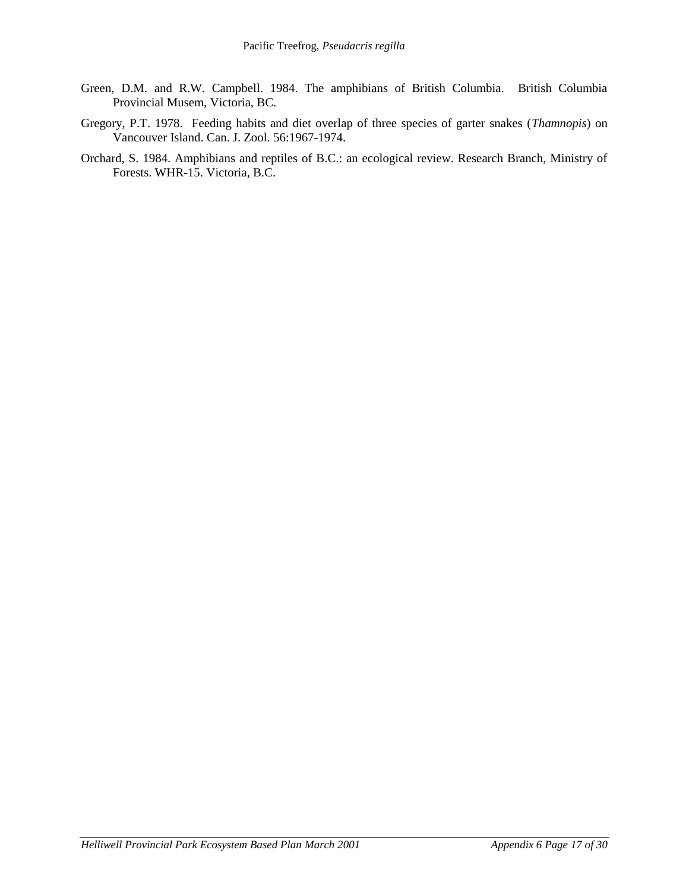Green, D.M. and R.W. Campbell. 1984. The amphibians of British Columbia. British Columbia Provincial Musem, Victoria, BC.

Gregory, P.T. 1978. Feeding habits and diet overlap of three species of garter snakes (*Thamnopis*) on Vancouver Island. Can. J. Zool. 56:1967-1974.

Orchard, S. 1984. Amphibians and reptiles of B.C.: an ecological review. Research Branch, Ministry of Forests. WHR-15. Victoria, B.C.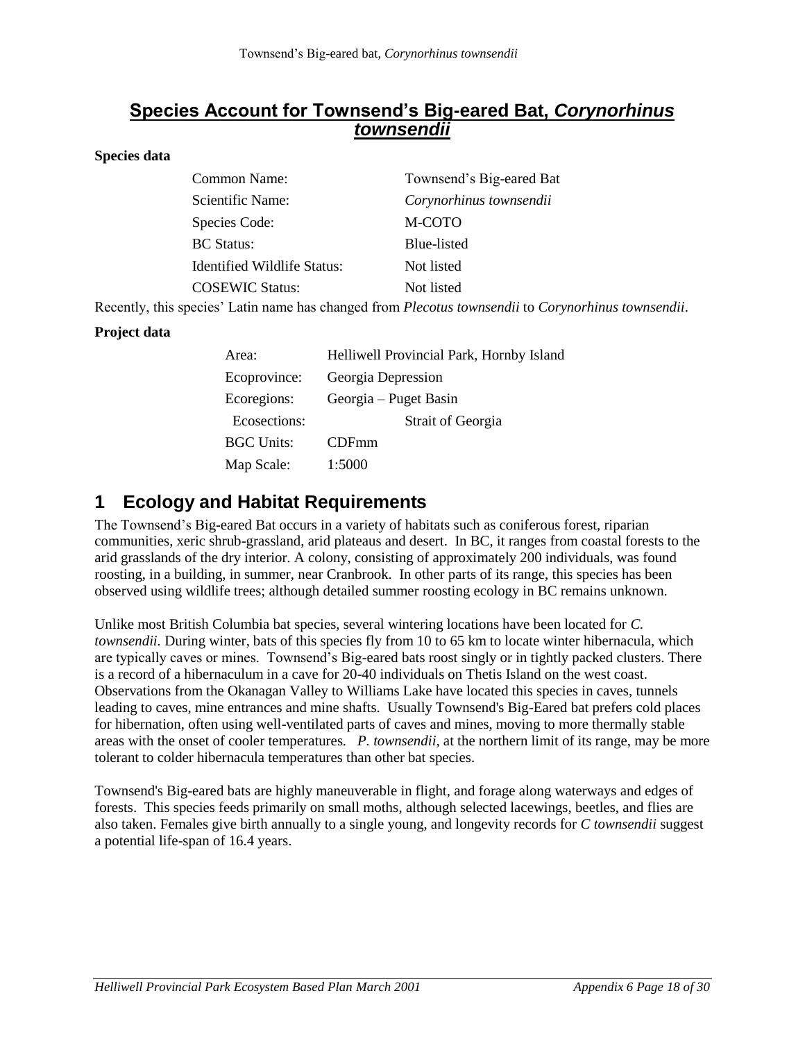# Species Account for Townsend's Big-eared Bat, *Corynorhinus townsendii*

**Species data**

| | |
|---|---|
| Common Name: | Townsend's Big-eared Bat |
| Scientific Name: | *Corynorhinus townsendii* |
| Species Code: | M-COTO |
| BC Status: | Blue-listed |
| Identified Wildlife Status: | Not listed |
| COSEWIC Status: | Not listed |

Recently, this species' Latin name has changed from *Plecotus townsendii* to *Corynorhinus townsendii*.

**Project data**

| | |
|---|---|
| Area: | Helliwell Provincial Park, Hornby Island |
| Ecoprovince: | Georgia Depression |
| Ecoregions: | Georgia – Puget Basin |
| Ecosections: | Strait of Georgia |
| BGC Units: | CDFmm |
| Map Scale: | 1:5000 |

## 1 Ecology and Habitat Requirements

The Townsend's Big-eared Bat occurs in a variety of habitats such as coniferous forest, riparian communities, xeric shrub-grassland, arid plateaus and desert. In BC, it ranges from coastal forests to the arid grasslands of the dry interior. A colony, consisting of approximately 200 individuals, was found roosting, in a building, in summer, near Cranbrook. In other parts of its range, this species has been observed using wildlife trees; although detailed summer roosting ecology in BC remains unknown.

Unlike most British Columbia bat species, several wintering locations have been located for *C. townsendii.* During winter, bats of this species fly from 10 to 65 km to locate winter hibernacula, which are typically caves or mines. Townsend's Big-eared bats roost singly or in tightly packed clusters. There is a record of a hibernaculum in a cave for 20-40 individuals on Thetis Island on the west coast. Observations from the Okanagan Valley to Williams Lake have located this species in caves, tunnels leading to caves, mine entrances and mine shafts. Usually Townsend's Big-Eared bat prefers cold places for hibernation, often using well-ventilated parts of caves and mines, moving to more thermally stable areas with the onset of cooler temperatures. *P. townsendii,* at the northern limit of its range, may be more tolerant to colder hibernacula temperatures than other bat species.

Townsend's Big-eared bats are highly maneuverable in flight, and forage along waterways and edges of forests. This species feeds primarily on small moths, although selected lacewings, beetles, and flies are also taken. Females give birth annually to a single young, and longevity records for *C townsendii* suggest a potential life-span of 16.4 years.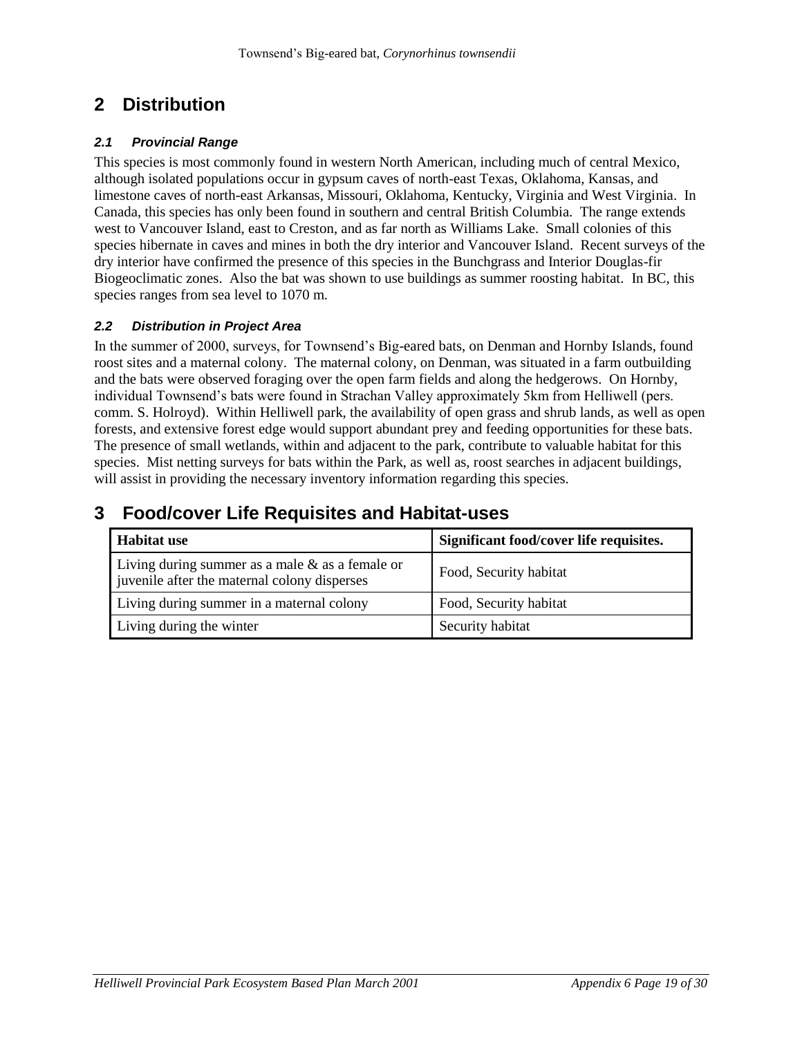# 2 Distribution

### *2.1 Provincial Range*

This species is most commonly found in western North American, including much of central Mexico, although isolated populations occur in gypsum caves of north-east Texas, Oklahoma, Kansas, and limestone caves of north-east Arkansas, Missouri, Oklahoma, Kentucky, Virginia and West Virginia. In Canada, this species has only been found in southern and central British Columbia. The range extends west to Vancouver Island, east to Creston, and as far north as Williams Lake. Small colonies of this species hibernate in caves and mines in both the dry interior and Vancouver Island. Recent surveys of the dry interior have confirmed the presence of this species in the Bunchgrass and Interior Douglas-fir Biogeoclimatic zones. Also the bat was shown to use buildings as summer roosting habitat. In BC, this species ranges from sea level to 1070 m.

### *2.2 Distribution in Project Area*

In the summer of 2000, surveys, for Townsend's Big-eared bats, on Denman and Hornby Islands, found roost sites and a maternal colony. The maternal colony, on Denman, was situated in a farm outbuilding and the bats were observed foraging over the open farm fields and along the hedgerows. On Hornby, individual Townsend's bats were found in Strachan Valley approximately 5km from Helliwell (pers. comm. S. Holroyd). Within Helliwell park, the availability of open grass and shrub lands, as well as open forests, and extensive forest edge would support abundant prey and feeding opportunities for these bats. The presence of small wetlands, within and adjacent to the park, contribute to valuable habitat for this species. Mist netting surveys for bats within the Park, as well as, roost searches in adjacent buildings, will assist in providing the necessary inventory information regarding this species.

# 3 Food/cover Life Requisites and Habitat-uses

| Habitat use | Significant food/cover life requisites. |
|---|---|
| Living during summer as a male & as a female or juvenile after the maternal colony disperses | Food, Security habitat |
| Living during summer in a maternal colony | Food, Security habitat |
| Living during the winter | Security habitat |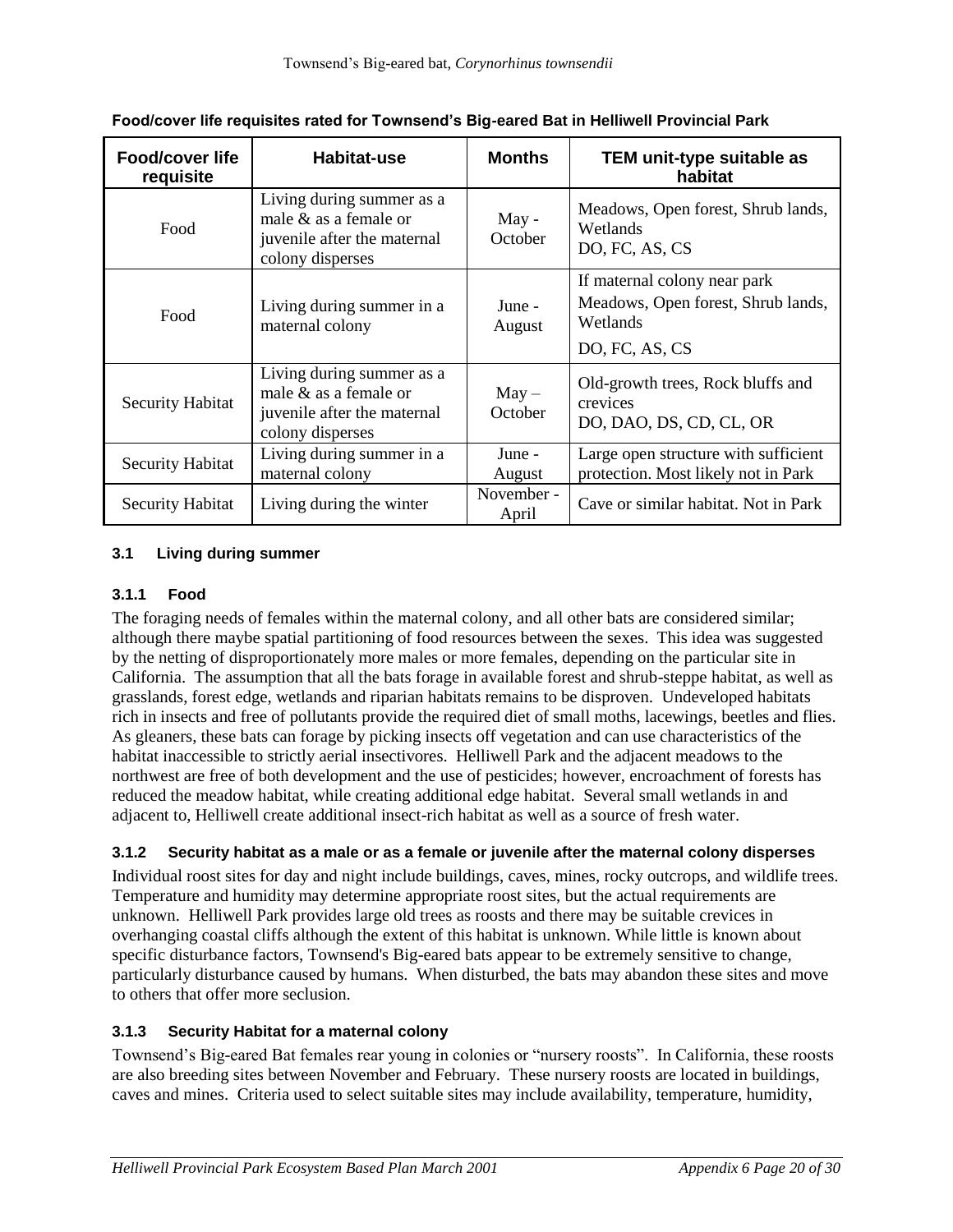**Food/cover life requisites rated for Townsend's Big-eared Bat in Helliwell Provincial Park**

| Food/cover life requisite | Habitat-use | Months | TEM unit-type suitable as habitat |
|---|---|---|---|
| Food | Living during summer as a male & as a female or juvenile after the maternal colony disperses | May - October | Meadows, Open forest, Shrub lands, Wetlands<br>DO, FC, AS, CS |
| Food | Living during summer in a maternal colony | June - August | If maternal colony near park<br>Meadows, Open forest, Shrub lands, Wetlands<br>DO, FC, AS, CS |
| Security Habitat | Living during summer as a male & as a female or juvenile after the maternal colony disperses | May – October | Old-growth trees, Rock bluffs and crevices<br>DO, DAO, DS, CD, CL, OR |
| Security Habitat | Living during summer in a maternal colony | June - August | Large open structure with sufficient protection. Most likely not in Park |
| Security Habitat | Living during the winter | November - April | Cave or similar habitat. Not in Park |

### 3.1 Living during summer

#### 3.1.1 Food

The foraging needs of females within the maternal colony, and all other bats are considered similar; although there maybe spatial partitioning of food resources between the sexes. This idea was suggested by the netting of disproportionately more males or more females, depending on the particular site in California. The assumption that all the bats forage in available forest and shrub-steppe habitat, as well as grasslands, forest edge, wetlands and riparian habitats remains to be disproven. Undeveloped habitats rich in insects and free of pollutants provide the required diet of small moths, lacewings, beetles and flies. As gleaners, these bats can forage by picking insects off vegetation and can use characteristics of the habitat inaccessible to strictly aerial insectivores. Helliwell Park and the adjacent meadows to the northwest are free of both development and the use of pesticides; however, encroachment of forests has reduced the meadow habitat, while creating additional edge habitat. Several small wetlands in and adjacent to, Helliwell create additional insect-rich habitat as well as a source of fresh water.

#### 3.1.2 Security habitat as a male or as a female or juvenile after the maternal colony disperses

Individual roost sites for day and night include buildings, caves, mines, rocky outcrops, and wildlife trees. Temperature and humidity may determine appropriate roost sites, but the actual requirements are unknown. Helliwell Park provides large old trees as roosts and there may be suitable crevices in overhanging coastal cliffs although the extent of this habitat is unknown. While little is known about specific disturbance factors, Townsend's Big-eared bats appear to be extremely sensitive to change, particularly disturbance caused by humans. When disturbed, the bats may abandon these sites and move to others that offer more seclusion.

#### 3.1.3 Security Habitat for a maternal colony

Townsend's Big-eared Bat females rear young in colonies or "nursery roosts". In California, these roosts are also breeding sites between November and February. These nursery roosts are located in buildings, caves and mines. Criteria used to select suitable sites may include availability, temperature, humidity,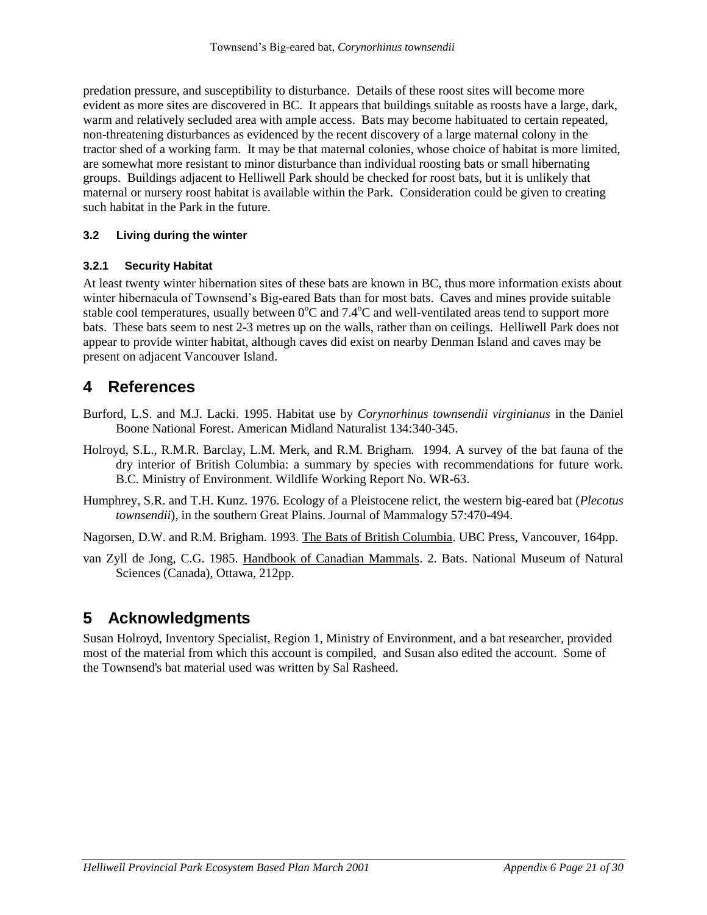predation pressure, and susceptibility to disturbance. Details of these roost sites will become more evident as more sites are discovered in BC. It appears that buildings suitable as roosts have a large, dark, warm and relatively secluded area with ample access. Bats may become habituated to certain repeated, non-threatening disturbances as evidenced by the recent discovery of a large maternal colony in the tractor shed of a working farm. It may be that maternal colonies, whose choice of habitat is more limited, are somewhat more resistant to minor disturbance than individual roosting bats or small hibernating groups. Buildings adjacent to Helliwell Park should be checked for roost bats, but it is unlikely that maternal or nursery roost habitat is available within the Park. Consideration could be given to creating such habitat in the Park in the future.

### 3.2 Living during the winter

#### 3.2.1 Security Habitat

At least twenty winter hibernation sites of these bats are known in BC, thus more information exists about winter hibernacula of Townsend's Big-eared Bats than for most bats. Caves and mines provide suitable stable cool temperatures, usually between $0^{o}C$ and $7.4^{o}C$ and well-ventilated areas tend to support more bats. These bats seem to nest 2-3 metres up on the walls, rather than on ceilings. Helliwell Park does not appear to provide winter habitat, although caves did exist on nearby Denman Island and caves may be present on adjacent Vancouver Island.

## 4 References

Burford, L.S. and M.J. Lacki. 1995. Habitat use by *Corynorhinus townsendii virginianus* in the Daniel Boone National Forest. American Midland Naturalist 134:340-345.

Holroyd, S.L., R.M.R. Barclay, L.M. Merk, and R.M. Brigham. 1994. A survey of the bat fauna of the dry interior of British Columbia: a summary by species with recommendations for future work. B.C. Ministry of Environment. Wildlife Working Report No. WR-63.

Humphrey, S.R. and T.H. Kunz. 1976. Ecology of a Pleistocene relict, the western big-eared bat (*Plecotus townsendii*), in the southern Great Plains. Journal of Mammalogy 57:470-494.

Nagorsen, D.W. and R.M. Brigham. 1993. The Bats of British Columbia. UBC Press, Vancouver, 164pp.

van Zyll de Jong, C.G. 1985. Handbook of Canadian Mammals. 2. Bats. National Museum of Natural Sciences (Canada), Ottawa, 212pp.

## 5 Acknowledgments

Susan Holroyd, Inventory Specialist, Region 1, Ministry of Environment, and a bat researcher, provided most of the material from which this account is compiled, and Susan also edited the account. Some of the Townsend's bat material used was written by Sal Rasheed.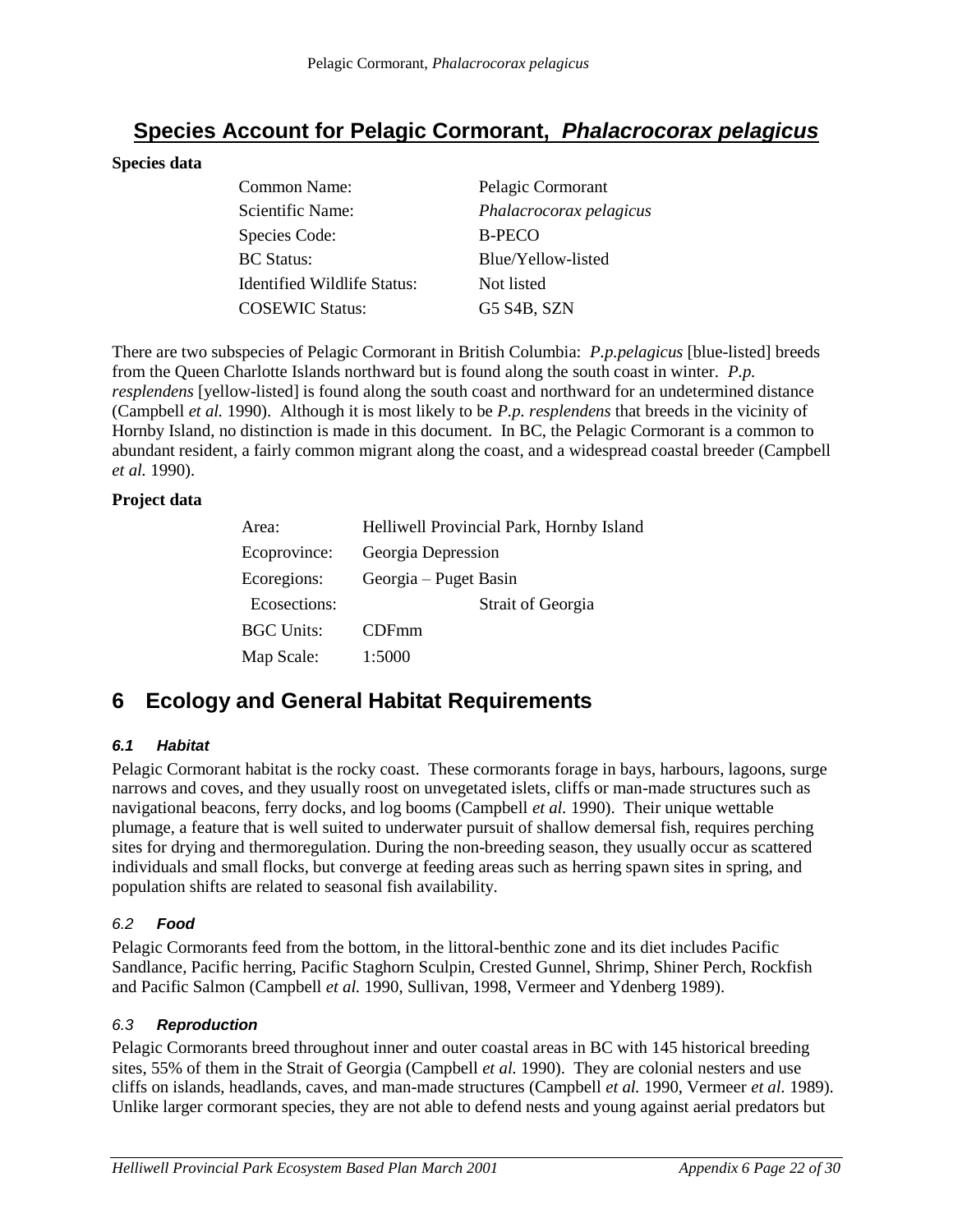# Species Account for Pelagic Cormorant, *Phalacrocorax pelagicus*

**Species data**

| | |
|---|---|
| Common Name: | Pelagic Cormorant |
| Scientific Name: | *Phalacrocorax pelagicus* |
| Species Code: | B-PECO |
| BC Status: | Blue/Yellow-listed |
| Identified Wildlife Status: | Not listed |
| COSEWIC Status: | G5 S4B, SZN |

There are two subspecies of Pelagic Cormorant in British Columbia: *P.p.pelagicus* [blue-listed] breeds from the Queen Charlotte Islands northward but is found along the south coast in winter. *P.p. resplendens* [yellow-listed] is found along the south coast and northward for an undetermined distance (Campbell *et al.* 1990). Although it is most likely to be *P.p. resplendens* that breeds in the vicinity of Hornby Island, no distinction is made in this document. In BC, the Pelagic Cormorant is a common to abundant resident, a fairly common migrant along the coast, and a widespread coastal breeder (Campbell *et al.* 1990).

**Project data**

| | |
|---|---|
| Area: | Helliwell Provincial Park, Hornby Island |
| Ecoprovince: | Georgia Depression |
| Ecoregions: | Georgia – Puget Basin |
| Ecosections: | Strait of Georgia |
| BGC Units: | CDFmm |
| Map Scale: | 1:5000 |

## 6 Ecology and General Habitat Requirements

### *6.1 Habitat*

Pelagic Cormorant habitat is the rocky coast. These cormorants forage in bays, harbours, lagoons, surge narrows and coves, and they usually roost on unvegetated islets, cliffs or man-made structures such as navigational beacons, ferry docks, and log booms (Campbell *et al.* 1990). Their unique wettable plumage, a feature that is well suited to underwater pursuit of shallow demersal fish, requires perching sites for drying and thermoregulation. During the non-breeding season, they usually occur as scattered individuals and small flocks, but converge at feeding areas such as herring spawn sites in spring, and population shifts are related to seasonal fish availability.

### *6.2 Food*

Pelagic Cormorants feed from the bottom, in the littoral-benthic zone and its diet includes Pacific Sandlance, Pacific herring, Pacific Staghorn Sculpin, Crested Gunnel, Shrimp, Shiner Perch, Rockfish and Pacific Salmon (Campbell *et al.* 1990, Sullivan, 1998, Vermeer and Ydenberg 1989).

### *6.3 Reproduction*

Pelagic Cormorants breed throughout inner and outer coastal areas in BC with 145 historical breeding sites, 55% of them in the Strait of Georgia (Campbell *et al.* 1990). They are colonial nesters and use cliffs on islands, headlands, caves, and man-made structures (Campbell *et al.* 1990, Vermeer *et al.* 1989). Unlike larger cormorant species, they are not able to defend nests and young against aerial predators but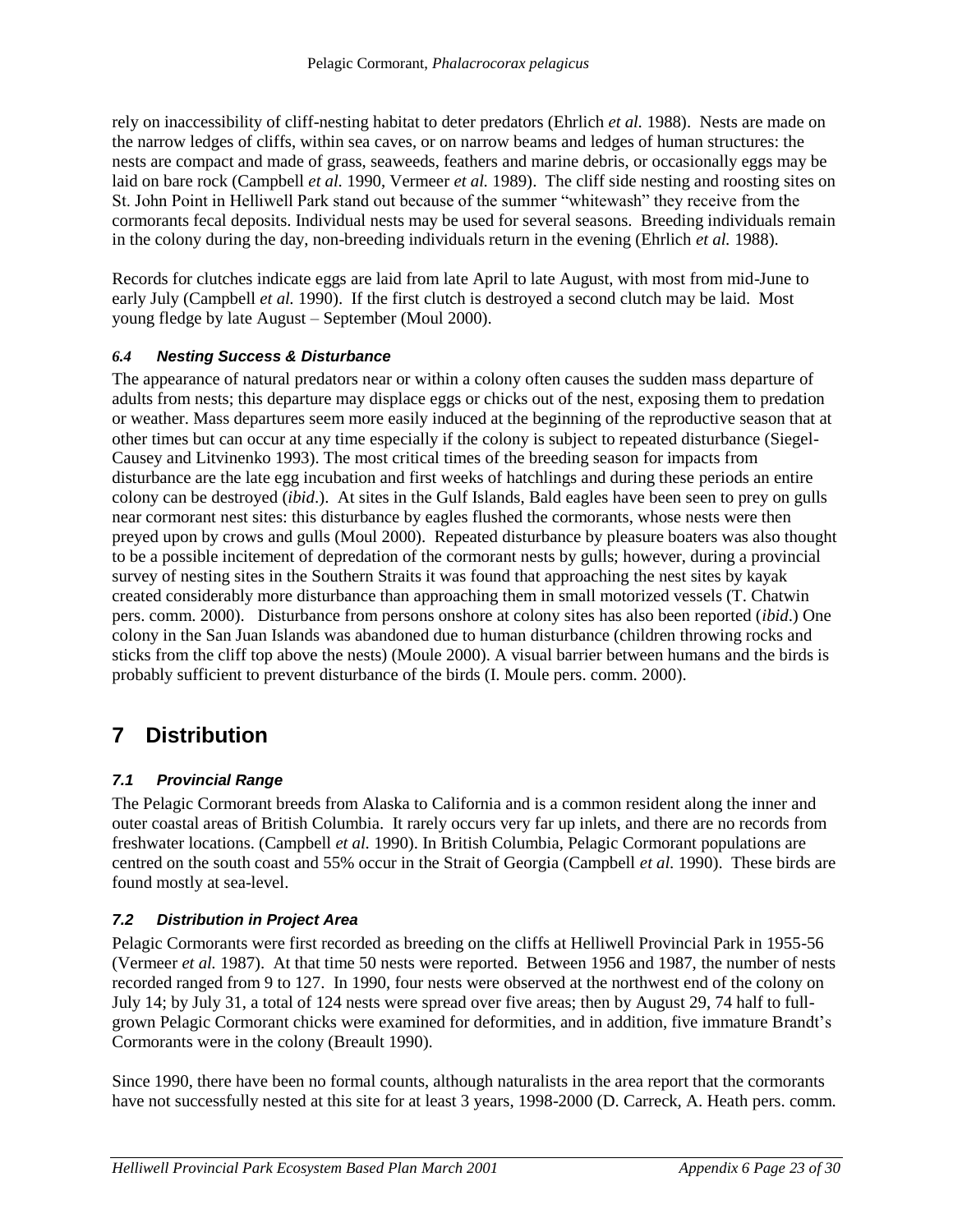rely on inaccessibility of cliff-nesting habitat to deter predators (Ehrlich *et al.* 1988). Nests are made on the narrow ledges of cliffs, within sea caves, or on narrow beams and ledges of human structures: the nests are compact and made of grass, seaweeds, feathers and marine debris, or occasionally eggs may be laid on bare rock (Campbell *et al.* 1990, Vermeer *et al.* 1989). The cliff side nesting and roosting sites on St. John Point in Helliwell Park stand out because of the summer "whitewash" they receive from the cormorants fecal deposits. Individual nests may be used for several seasons. Breeding individuals remain in the colony during the day, non-breeding individuals return in the evening (Ehrlich *et al.* 1988).

Records for clutches indicate eggs are laid from late April to late August, with most from mid-June to early July (Campbell *et al.* 1990). If the first clutch is destroyed a second clutch may be laid. Most young fledge by late August – September (Moul 2000).

### *6.4 Nesting Success & Disturbance*

The appearance of natural predators near or within a colony often causes the sudden mass departure of adults from nests; this departure may displace eggs or chicks out of the nest, exposing them to predation or weather. Mass departures seem more easily induced at the beginning of the reproductive season that at other times but can occur at any time especially if the colony is subject to repeated disturbance (Siegel-Causey and Litvinenko 1993). The most critical times of the breeding season for impacts from disturbance are the late egg incubation and first weeks of hatchlings and during these periods an entire colony can be destroyed (*ibid*.). At sites in the Gulf Islands, Bald eagles have been seen to prey on gulls near cormorant nest sites: this disturbance by eagles flushed the cormorants, whose nests were then preyed upon by crows and gulls (Moul 2000). Repeated disturbance by pleasure boaters was also thought to be a possible incitement of depredation of the cormorant nests by gulls; however, during a provincial survey of nesting sites in the Southern Straits it was found that approaching the nest sites by kayak created considerably more disturbance than approaching them in small motorized vessels (T. Chatwin pers. comm. 2000). Disturbance from persons onshore at colony sites has also been reported (*ibid*.) One colony in the San Juan Islands was abandoned due to human disturbance (children throwing rocks and sticks from the cliff top above the nests) (Moule 2000). A visual barrier between humans and the birds is probably sufficient to prevent disturbance of the birds (I. Moule pers. comm. 2000).

## 7 Distribution

### *7.1 Provincial Range*

The Pelagic Cormorant breeds from Alaska to California and is a common resident along the inner and outer coastal areas of British Columbia. It rarely occurs very far up inlets, and there are no records from freshwater locations. (Campbell *et al.* 1990). In British Columbia, Pelagic Cormorant populations are centred on the south coast and 55% occur in the Strait of Georgia (Campbell *et al.* 1990). These birds are found mostly at sea-level.

### *7.2 Distribution in Project Area*

Pelagic Cormorants were first recorded as breeding on the cliffs at Helliwell Provincial Park in 1955-56 (Vermeer *et al.* 1987). At that time 50 nests were reported. Between 1956 and 1987, the number of nests recorded ranged from 9 to 127. In 1990, four nests were observed at the northwest end of the colony on July 14; by July 31, a total of 124 nests were spread over five areas; then by August 29, 74 half to full-grown Pelagic Cormorant chicks were examined for deformities, and in addition, five immature Brandt's Cormorants were in the colony (Breault 1990).

Since 1990, there have been no formal counts, although naturalists in the area report that the cormorants have not successfully nested at this site for at least 3 years, 1998-2000 (D. Carreck, A. Heath pers. comm.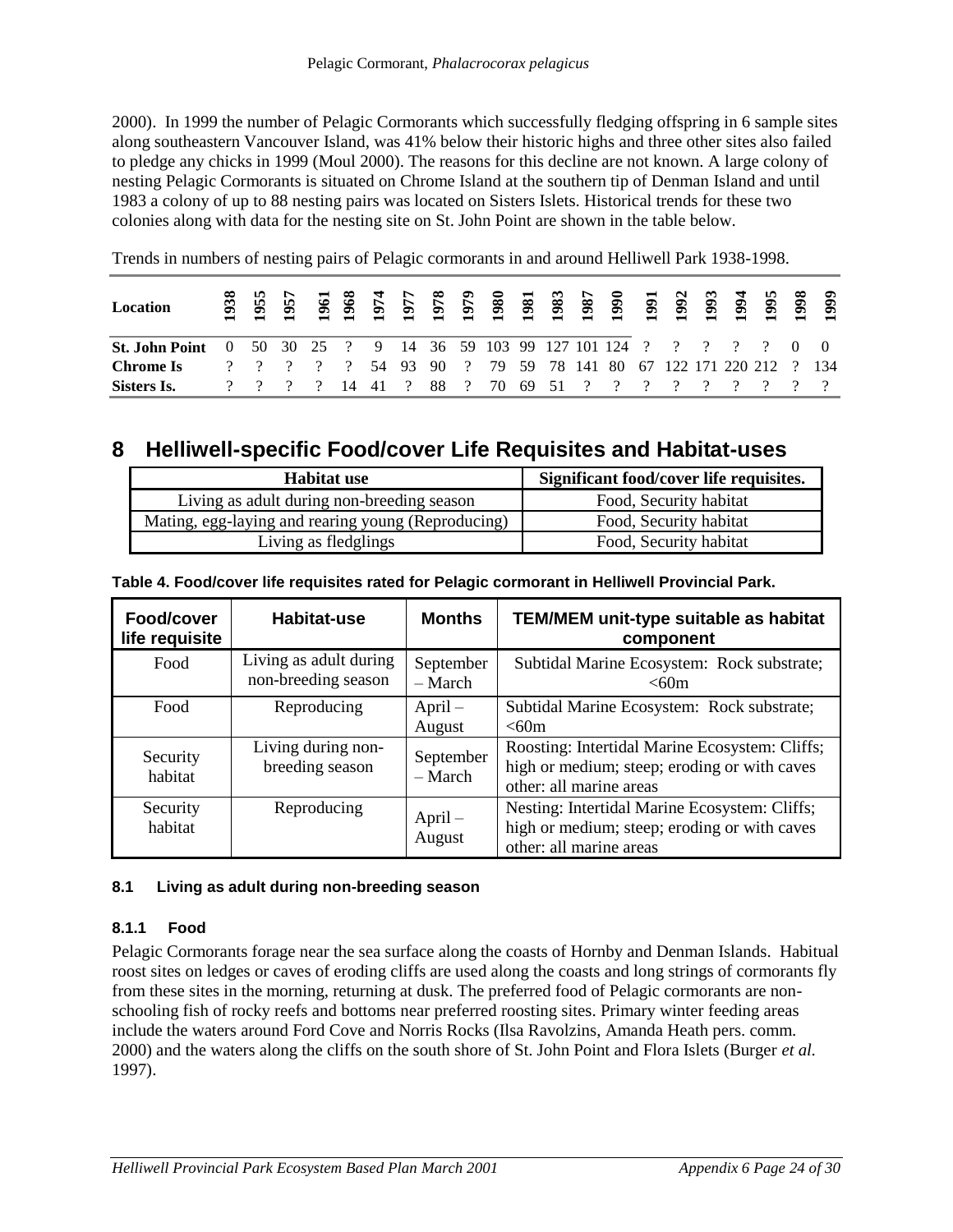2000). In 1999 the number of Pelagic Cormorants which successfully fledging offspring in 6 sample sites along southeastern Vancouver Island, was 41% below their historic highs and three other sites also failed to pledge any chicks in 1999 (Moul 2000). The reasons for this decline are not known. A large colony of nesting Pelagic Cormorants is situated on Chrome Island at the southern tip of Denman Island and until 1983 a colony of up to 88 nesting pairs was located on Sisters Islets. Historical trends for these two colonies along with data for the nesting site on St. John Point are shown in the table below.

Trends in numbers of nesting pairs of Pelagic cormorants in and around Helliwell Park 1938-1998.

| Location | 1938 | 1955 | 1957 | 1961 | 1968 | 1974 | 1977 | 1978 | 1979 | 1980 | 1981 | 1983 | 1987 | 1990 | 1991 | 1992 | 1993 | 1994 | 1995 | 1998 | 1999 |
|---|---|---|---|---|---|---|---|---|---|---|---|---|---|---|---|---|---|---|---|---|---|
| **St. John Point** | 0 | 50 | 30 | 25 | ? | 9 | 14 | 36 | 59 | 103 | 99 | 127 | 101 | 124 | ? | ? | ? | ? | ? | 0 | 0 |
| **Chrome Is** | ? | ? | ? | ? | ? | 54 | 93 | 90 | ? | 79 | 59 | 78 | 141 | 80 | 67 | 122 | 171 | 220 | 212 | ? | 134 |
| **Sisters Is.** | ? | ? | ? | ? | 14 | 41 | ? | 88 | ? | 70 | 69 | 51 | ? | ? | ? | ? | ? | ? | ? | ? | ? |

# 8 Helliwell-specific Food/cover Life Requisites and Habitat-uses

| Habitat use | Significant food/cover life requisites. |
|---|---|
| Living as adult during non-breeding season | Food, Security habitat |
| Mating, egg-laying and rearing young (Reproducing) | Food, Security habitat |
| Living as fledglings | Food, Security habitat |

**Table 4. Food/cover life requisites rated for Pelagic cormorant in Helliwell Provincial Park.**

| Food/cover life requisite | Habitat-use | Months | TEM/MEM unit-type suitable as habitat component |
|---|---|---|---|
| Food | Living as adult during non-breeding season | September – March | Subtidal Marine Ecosystem: Rock substrate; <60m |
| Food | Reproducing | April – August | Subtidal Marine Ecosystem: Rock substrate; <60m |
| Security habitat | Living during non-breeding season | September – March | Roosting: Intertidal Marine Ecosystem: Cliffs; high or medium; steep; eroding or with caves other: all marine areas |
| Security habitat | Reproducing | April – August | Nesting: Intertidal Marine Ecosystem: Cliffs; high or medium; steep; eroding or with caves other: all marine areas |

### 8.1 Living as adult during non-breeding season

#### 8.1.1 Food

Pelagic Cormorants forage near the sea surface along the coasts of Hornby and Denman Islands. Habitual roost sites on ledges or caves of eroding cliffs are used along the coasts and long strings of cormorants fly from these sites in the morning, returning at dusk. The preferred food of Pelagic cormorants are non-schooling fish of rocky reefs and bottoms near preferred roosting sites. Primary winter feeding areas include the waters around Ford Cove and Norris Rocks (Ilsa Ravolzins, Amanda Heath pers. comm. 2000) and the waters along the cliffs on the south shore of St. John Point and Flora Islets (Burger *et al.* 1997).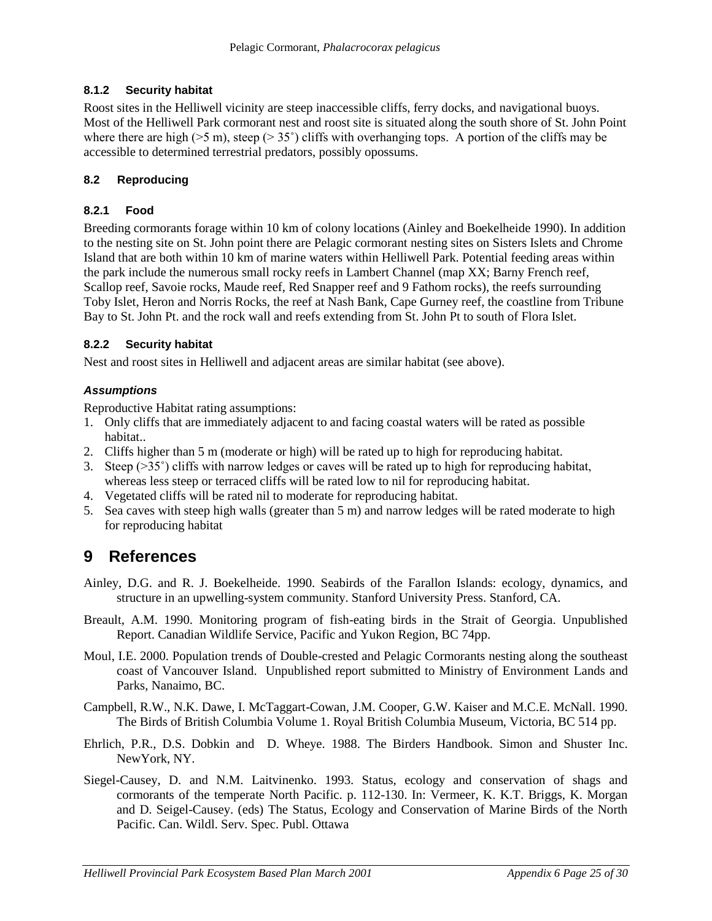### 8.1.2 Security habitat

Roost sites in the Helliwell vicinity are steep inaccessible cliffs, ferry docks, and navigational buoys. Most of the Helliwell Park cormorant nest and roost site is situated along the south shore of St. John Point where there are high (>5 m), steep (> 35˚) cliffs with overhanging tops. A portion of the cliffs may be accessible to determined terrestrial predators, possibly opossums.

### 8.2 Reproducing

### 8.2.1 Food

Breeding cormorants forage within 10 km of colony locations (Ainley and Boekelheide 1990). In addition to the nesting site on St. John point there are Pelagic cormorant nesting sites on Sisters Islets and Chrome Island that are both within 10 km of marine waters within Helliwell Park. Potential feeding areas within the park include the numerous small rocky reefs in Lambert Channel (map XX; Barny French reef, Scallop reef, Savoie rocks, Maude reef, Red Snapper reef and 9 Fathom rocks), the reefs surrounding Toby Islet, Heron and Norris Rocks, the reef at Nash Bank, Cape Gurney reef, the coastline from Tribune Bay to St. John Pt. and the rock wall and reefs extending from St. John Pt to south of Flora Islet.

### 8.2.2 Security habitat

Nest and roost sites in Helliwell and adjacent areas are similar habitat (see above).

#### *Assumptions*

Reproductive Habitat rating assumptions:

1. Only cliffs that are immediately adjacent to and facing coastal waters will be rated as possible habitat..
2. Cliffs higher than 5 m (moderate or high) will be rated up to high for reproducing habitat.
3. Steep (>35˚) cliffs with narrow ledges or caves will be rated up to high for reproducing habitat, whereas less steep or terraced cliffs will be rated low to nil for reproducing habitat.
4. Vegetated cliffs will be rated nil to moderate for reproducing habitat.
5. Sea caves with steep high walls (greater than 5 m) and narrow ledges will be rated moderate to high for reproducing habitat

# 9 References

Ainley, D.G. and R. J. Boekelheide. 1990. Seabirds of the Farallon Islands: ecology, dynamics, and structure in an upwelling-system community. Stanford University Press. Stanford, CA.

Breault, A.M. 1990. Monitoring program of fish-eating birds in the Strait of Georgia. Unpublished Report. Canadian Wildlife Service, Pacific and Yukon Region, BC 74pp.

Moul, I.E. 2000. Population trends of Double-crested and Pelagic Cormorants nesting along the southeast coast of Vancouver Island. Unpublished report submitted to Ministry of Environment Lands and Parks, Nanaimo, BC.

Campbell, R.W., N.K. Dawe, I. McTaggart-Cowan, J.M. Cooper, G.W. Kaiser and M.C.E. McNall. 1990. The Birds of British Columbia Volume 1. Royal British Columbia Museum, Victoria, BC 514 pp.

Ehrlich, P.R., D.S. Dobkin and D. Wheye. 1988. The Birders Handbook. Simon and Shuster Inc. NewYork, NY.

Siegel-Causey, D. and N.M. Laitvinenko. 1993. Status, ecology and conservation of shags and cormorants of the temperate North Pacific. p. 112-130. In: Vermeer, K. K.T. Briggs, K. Morgan and D. Seigel-Causey. (eds) The Status, Ecology and Conservation of Marine Birds of the North Pacific. Can. Wildl. Serv. Spec. Publ. Ottawa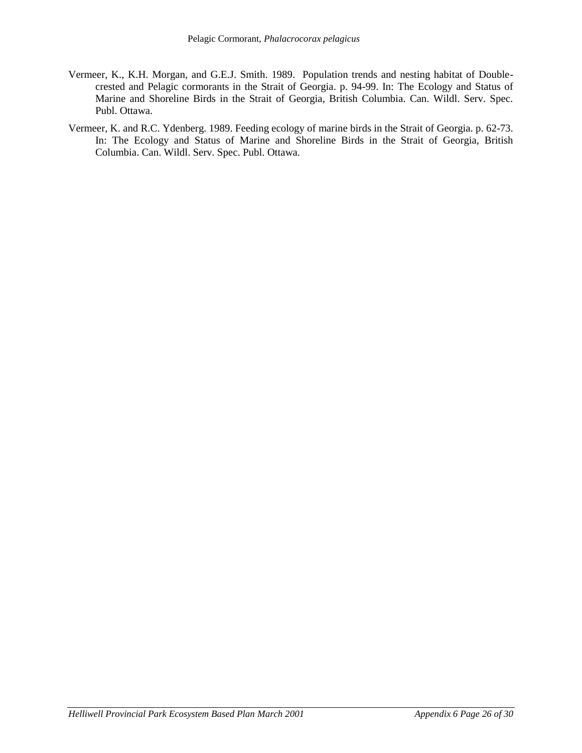Vermeer, K., K.H. Morgan, and G.E.J. Smith. 1989. Population trends and nesting habitat of Double-crested and Pelagic cormorants in the Strait of Georgia. p. 94-99. In: The Ecology and Status of Marine and Shoreline Birds in the Strait of Georgia, British Columbia. Can. Wildl. Serv. Spec. Publ. Ottawa.

Vermeer, K. and R.C. Ydenberg. 1989. Feeding ecology of marine birds in the Strait of Georgia. p. 62-73. In: The Ecology and Status of Marine and Shoreline Birds in the Strait of Georgia, British Columbia. Can. Wildl. Serv. Spec. Publ. Ottawa.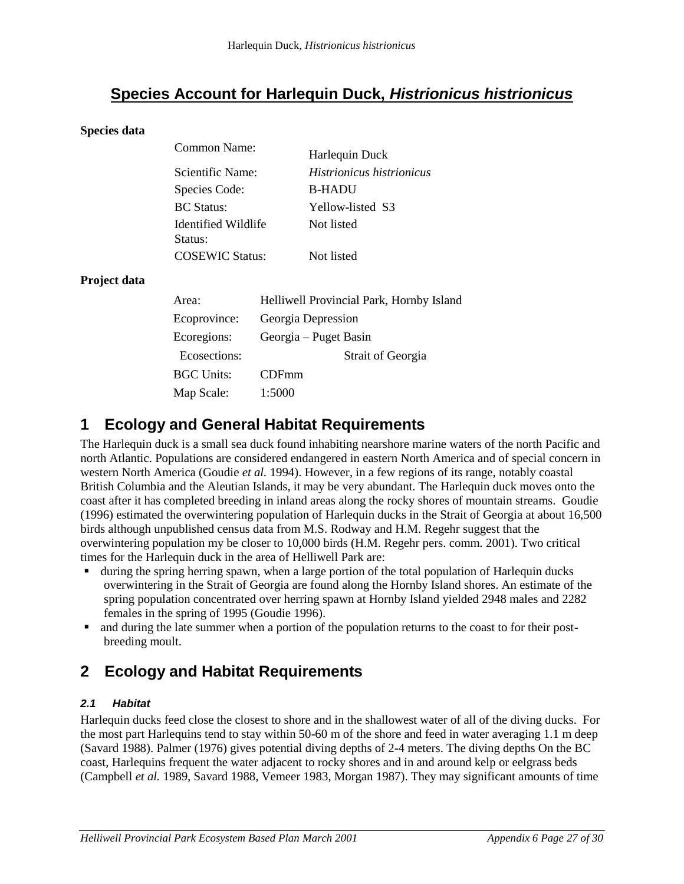# Species Account for Harlequin Duck, *Histrionicus histrionicus*

**Species data**

| | |
|---|---|
| Common Name: | Harlequin Duck |
| Scientific Name: | *Histrionicus histrionicus* |
| Species Code: | B-HADU |
| BC Status: | Yellow-listed S3 |
| Identified Wildlife Status: | Not listed |
| COSEWIC Status: | Not listed |

**Project data**

| | |
|---|---|
| Area: | Helliwell Provincial Park, Hornby Island |
| Ecoprovince: | Georgia Depression |
| Ecoregions: | Georgia – Puget Basin |
| Ecosections: | Strait of Georgia |
| BGC Units: | CDFmm |
| Map Scale: | 1:5000 |

## 1 Ecology and General Habitat Requirements

The Harlequin duck is a small sea duck found inhabiting nearshore marine waters of the north Pacific and north Atlantic. Populations are considered endangered in eastern North America and of special concern in western North America (Goudie *et al.* 1994). However, in a few regions of its range, notably coastal British Columbia and the Aleutian Islands, it may be very abundant. The Harlequin duck moves onto the coast after it has completed breeding in inland areas along the rocky shores of mountain streams. Goudie (1996) estimated the overwintering population of Harlequin ducks in the Strait of Georgia at about 16,500 birds although unpublished census data from M.S. Rodway and H.M. Regehr suggest that the overwintering population my be closer to 10,000 birds (H.M. Regehr pers. comm. 2001). Two critical times for the Harlequin duck in the area of Helliwell Park are:

- during the spring herring spawn, when a large portion of the total population of Harlequin ducks overwintering in the Strait of Georgia are found along the Hornby Island shores. An estimate of the spring population concentrated over herring spawn at Hornby Island yielded 2948 males and 2282 females in the spring of 1995 (Goudie 1996).
- and during the late summer when a portion of the population returns to the coast to for their post-breeding moult.

## 2 Ecology and Habitat Requirements

### *2.1 Habitat*

Harlequin ducks feed close the closest to shore and in the shallowest water of all of the diving ducks. For the most part Harlequins tend to stay within 50-60 m of the shore and feed in water averaging 1.1 m deep (Savard 1988). Palmer (1976) gives potential diving depths of 2-4 meters. The diving depths On the BC coast, Harlequins frequent the water adjacent to rocky shores and in and around kelp or eelgrass beds (Campbell *et al.* 1989, Savard 1988, Vemeer 1983, Morgan 1987). They may significant amounts of time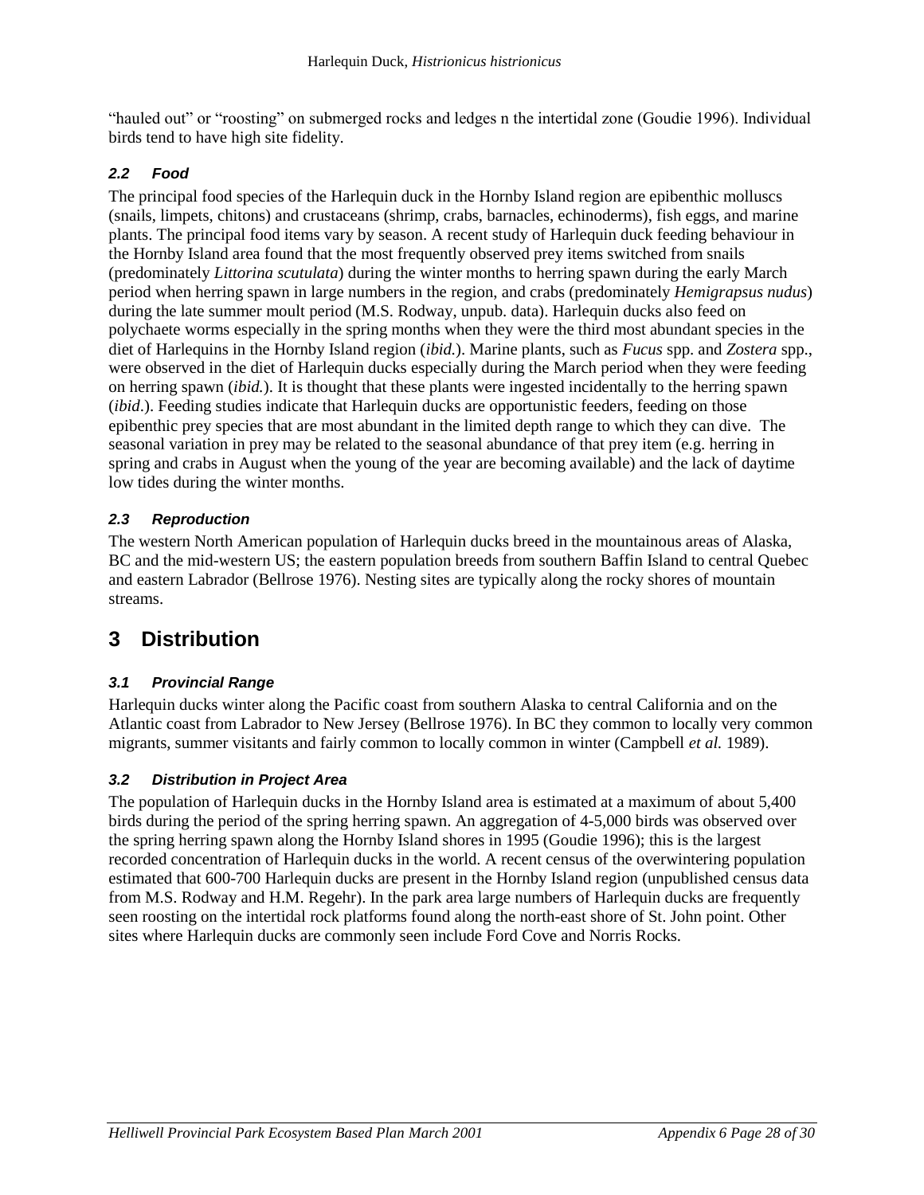“hauled out” or “roosting” on submerged rocks and ledges n the intertidal zone (Goudie 1996). Individual birds tend to have high site fidelity.

### *2.2 Food*

The principal food species of the Harlequin duck in the Hornby Island region are epibenthic molluscs (snails, limpets, chitons) and crustaceans (shrimp, crabs, barnacles, echinoderms), fish eggs, and marine plants. The principal food items vary by season. A recent study of Harlequin duck feeding behaviour in the Hornby Island area found that the most frequently observed prey items switched from snails (predominately *Littorina scutulata*) during the winter months to herring spawn during the early March period when herring spawn in large numbers in the region, and crabs (predominately *Hemigrapsus nudus*) during the late summer moult period (M.S. Rodway, unpub. data). Harlequin ducks also feed on polychaete worms especially in the spring months when they were the third most abundant species in the diet of Harlequins in the Hornby Island region (*ibid.*). Marine plants, such as *Fucus* spp. and *Zostera* spp., were observed in the diet of Harlequin ducks especially during the March period when they were feeding on herring spawn (*ibid.*). It is thought that these plants were ingested incidentally to the herring spawn (*ibid*.). Feeding studies indicate that Harlequin ducks are opportunistic feeders, feeding on those epibenthic prey species that are most abundant in the limited depth range to which they can dive. The seasonal variation in prey may be related to the seasonal abundance of that prey item (e.g. herring in spring and crabs in August when the young of the year are becoming available) and the lack of daytime low tides during the winter months.

### *2.3 Reproduction*

The western North American population of Harlequin ducks breed in the mountainous areas of Alaska, BC and the mid-western US; the eastern population breeds from southern Baffin Island to central Quebec and eastern Labrador (Bellrose 1976). Nesting sites are typically along the rocky shores of mountain streams.

## 3 Distribution

### *3.1 Provincial Range*

Harlequin ducks winter along the Pacific coast from southern Alaska to central California and on the Atlantic coast from Labrador to New Jersey (Bellrose 1976). In BC they common to locally very common migrants, summer visitants and fairly common to locally common in winter (Campbell *et al.* 1989).

### *3.2 Distribution in Project Area*

The population of Harlequin ducks in the Hornby Island area is estimated at a maximum of about 5,400 birds during the period of the spring herring spawn. An aggregation of 4-5,000 birds was observed over the spring herring spawn along the Hornby Island shores in 1995 (Goudie 1996); this is the largest recorded concentration of Harlequin ducks in the world. A recent census of the overwintering population estimated that 600-700 Harlequin ducks are present in the Hornby Island region (unpublished census data from M.S. Rodway and H.M. Regehr). In the park area large numbers of Harlequin ducks are frequently seen roosting on the intertidal rock platforms found along the north-east shore of St. John point. Other sites where Harlequin ducks are commonly seen include Ford Cove and Norris Rocks.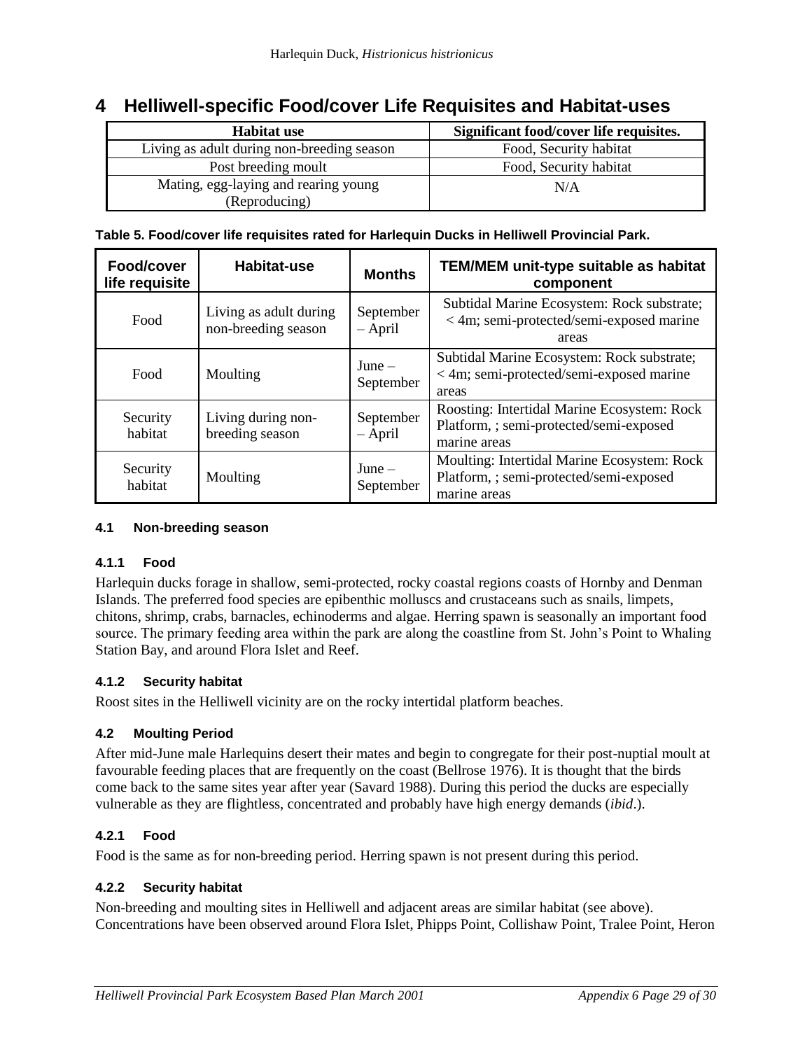# 4 Helliwell-specific Food/cover Life Requisites and Habitat-uses

| Habitat use | Significant food/cover life requisites. |
| --- | --- |
| Living as adult during non-breeding season | Food, Security habitat |
| Post breeding moult | Food, Security habitat |
| Mating, egg-laying and rearing young (Reproducing) | N/A |

**Table 5. Food/cover life requisites rated for Harlequin Ducks in Helliwell Provincial Park.**

| Food/cover life requisite | Habitat-use | Months | TEM/MEM unit-type suitable as habitat component |
| --- | --- | --- | --- |
| Food | Living as adult during non-breeding season | September – April | Subtidal Marine Ecosystem: Rock substrate; < 4m; semi-protected/semi-exposed marine areas |
| Food | Moulting | June – September | Subtidal Marine Ecosystem: Rock substrate; < 4m; semi-protected/semi-exposed marine areas |
| Security habitat | Living during non-breeding season | September – April | Roosting: Intertidal Marine Ecosystem: Rock Platform, ; semi-protected/semi-exposed marine areas |
| Security habitat | Moulting | June – September | Moulting: Intertidal Marine Ecosystem: Rock Platform, ; semi-protected/semi-exposed marine areas |

#### 4.1 Non-breeding season

##### 4.1.1 Food

Harlequin ducks forage in shallow, semi-protected, rocky coastal regions coasts of Hornby and Denman Islands. The preferred food species are epibenthic molluscs and crustaceans such as snails, limpets, chitons, shrimp, crabs, barnacles, echinoderms and algae. Herring spawn is seasonally an important food source. The primary feeding area within the park are along the coastline from St. John's Point to Whaling Station Bay, and around Flora Islet and Reef.

##### 4.1.2 Security habitat

Roost sites in the Helliwell vicinity are on the rocky intertidal platform beaches.

#### 4.2 Moulting Period

After mid-June male Harlequins desert their mates and begin to congregate for their post-nuptial moult at favourable feeding places that are frequently on the coast (Bellrose 1976). It is thought that the birds come back to the same sites year after year (Savard 1988). During this period the ducks are especially vulnerable as they are flightless, concentrated and probably have high energy demands (*ibid*.).

##### 4.2.1 Food

Food is the same as for non-breeding period. Herring spawn is not present during this period.

##### 4.2.2 Security habitat

Non-breeding and moulting sites in Helliwell and adjacent areas are similar habitat (see above). Concentrations have been observed around Flora Islet, Phipps Point, Collishaw Point, Tralee Point, Heron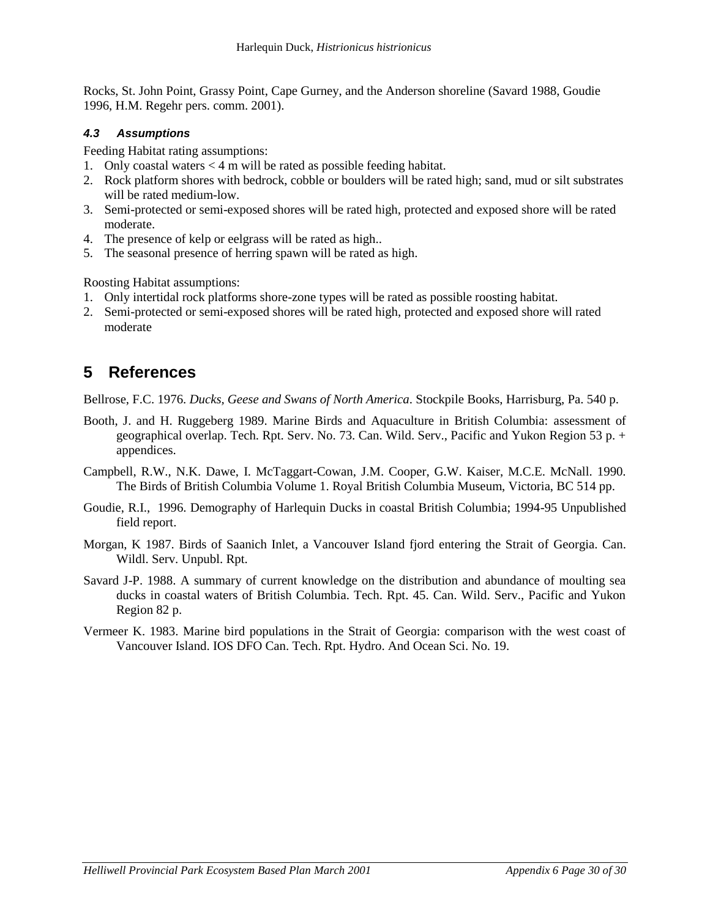Rocks, St. John Point, Grassy Point, Cape Gurney, and the Anderson shoreline (Savard 1988, Goudie 1996, H.M. Regehr pers. comm. 2001).

#### *4.3 Assumptions*

Feeding Habitat rating assumptions:

1. Only coastal waters < 4 m will be rated as possible feeding habitat.
2. Rock platform shores with bedrock, cobble or boulders will be rated high; sand, mud or silt substrates will be rated medium-low.
3. Semi-protected or semi-exposed shores will be rated high, protected and exposed shore will be rated moderate.
4. The presence of kelp or eelgrass will be rated as high..
5. The seasonal presence of herring spawn will be rated as high.

Roosting Habitat assumptions:

1. Only intertidal rock platforms shore-zone types will be rated as possible roosting habitat.
2. Semi-protected or semi-exposed shores will be rated high, protected and exposed shore will rated moderate

## 5 References

Bellrose, F.C. 1976. *Ducks, Geese and Swans of North America*. Stockpile Books, Harrisburg, Pa. 540 p.

Booth, J. and H. Ruggeberg 1989. Marine Birds and Aquaculture in British Columbia: assessment of geographical overlap. Tech. Rpt. Serv. No. 73. Can. Wild. Serv., Pacific and Yukon Region 53 p. + appendices.

Campbell, R.W., N.K. Dawe, I. McTaggart-Cowan, J.M. Cooper, G.W. Kaiser, M.C.E. McNall. 1990. The Birds of British Columbia Volume 1. Royal British Columbia Museum, Victoria, BC 514 pp.

Goudie, R.I., 1996. Demography of Harlequin Ducks in coastal British Columbia; 1994-95 Unpublished field report.

Morgan, K 1987. Birds of Saanich Inlet, a Vancouver Island fjord entering the Strait of Georgia. Can. Wildl. Serv. Unpubl. Rpt.

Savard J-P. 1988. A summary of current knowledge on the distribution and abundance of moulting sea ducks in coastal waters of British Columbia. Tech. Rpt. 45. Can. Wild. Serv., Pacific and Yukon Region 82 p.

Vermeer K. 1983. Marine bird populations in the Strait of Georgia: comparison with the west coast of Vancouver Island. IOS DFO Can. Tech. Rpt. Hydro. And Ocean Sci. No. 19.